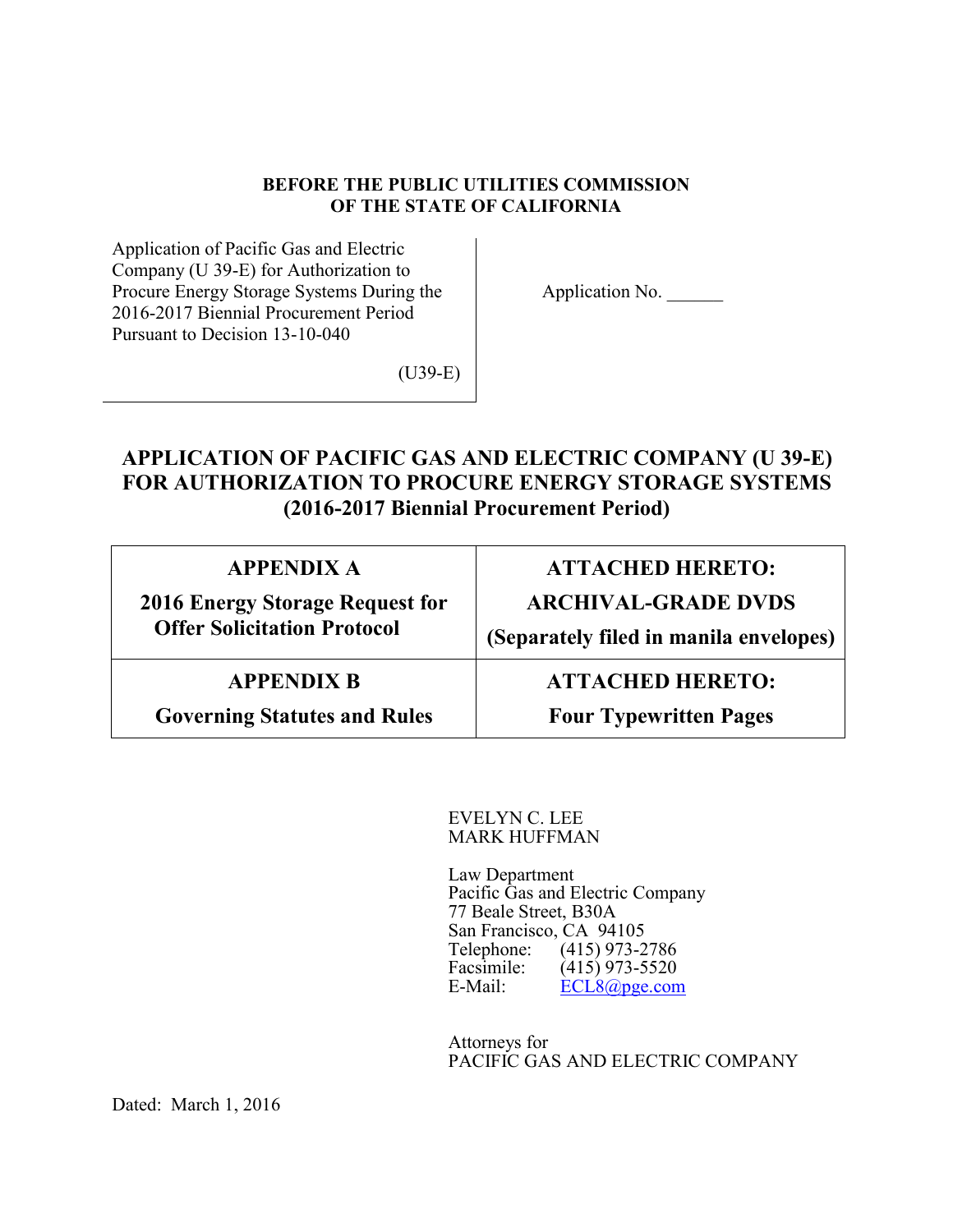**BEFORE THE PUBLIC UTILITIES COMMISSION**
**OF THE STATE OF CALIFORNIA**

| | |
|---|---|
| Application of Pacific Gas and Electric Company (U 39-E) for Authorization to Procure Energy Storage Systems During the 2016-2017 Biennial Procurement Period Pursuant to Decision 13-10-040<br><br>(U39-E) | Application No. ______ |

# APPLICATION OF PACIFIC GAS AND ELECTRIC COMPANY (U 39-E) FOR AUTHORIZATION TO PROCURE ENERGY STORAGE SYSTEMS (2016-2017 Biennial Procurement Period)

| | |
|---|---|
| **APPENDIX A**<br>**2016 Energy Storage Request for Offer Solicitation Protocol** | **ATTACHED HERETO:**<br>**ARCHIVAL-GRADE DVDS**<br>**(Separately filed in manila envelopes)** |
| **APPENDIX B**<br>**Governing Statutes and Rules** | **ATTACHED HERETO:**<br>**Four Typewritten Pages** |

EVELYN C. LEE
MARK HUFFMAN

Law Department
Pacific Gas and Electric Company
77 Beale Street, B30A
San Francisco, CA 94105
Telephone: (415) 973-2786
Facsimile: (415) 973-5520
E-Mail: ECL8@pge.com

Attorneys for
PACIFIC GAS AND ELECTRIC COMPANY

Dated: March 1, 2016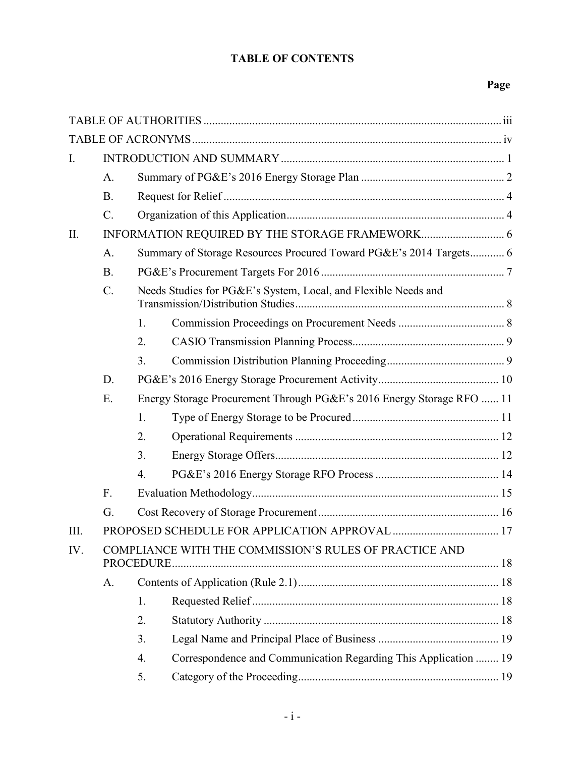# TABLE OF CONTENTS

| | | | | Page |
|---|---|---|---|---|
| TABLE OF AUTHORITIES | | | | iii |
| TABLE OF ACRONYMS | | | | iv |
| I. | INTRODUCTION AND SUMMARY | | | 1 |
| | A. | Summary of PG&E's 2016 Energy Storage Plan | | 2 |
| | B. | Request for Relief | | 4 |
| | C. | Organization of this Application | | 4 |
| II. | INFORMATION REQUIRED BY THE STORAGE FRAMEWORK | | | 6 |
| | A. | Summary of Storage Resources Procured Toward PG&E's 2014 Targets | | 6 |
| | B. | PG&E's Procurement Targets For 2016 | | 7 |
| | C. | Needs Studies for PG&E's System, Local, and Flexible Needs and Transmission/Distribution Studies | | 8 |
| | | 1. | Commission Proceedings on Procurement Needs | 8 |
| | | 2. | CASIO Transmission Planning Process | 9 |
| | | 3. | Commission Distribution Planning Proceeding | 9 |
| | D. | PG&E's 2016 Energy Storage Procurement Activity | | 10 |
| | E. | Energy Storage Procurement Through PG&E's 2016 Energy Storage RFO | | 11 |
| | | 1. | Type of Energy Storage to be Procured | 11 |
| | | 2. | Operational Requirements | 12 |
| | | 3. | Energy Storage Offers | 12 |
| | | 4. | PG&E's 2016 Energy Storage RFO Process | 14 |
| | F. | Evaluation Methodology | | 15 |
| | G. | Cost Recovery of Storage Procurement | | 16 |
| III. | PROPOSED SCHEDULE FOR APPLICATION APPROVAL | | | 17 |
| IV. | COMPLIANCE WITH THE COMMISSION'S RULES OF PRACTICE AND PROCEDURE | | | 18 |
| | A. | Contents of Application (Rule 2.1) | | 18 |
| | | 1. | Requested Relief | 18 |
| | | 2. | Statutory Authority | 18 |
| | | 3. | Legal Name and Principal Place of Business | 19 |
| | | 4. | Correspondence and Communication Regarding This Application | 19 |
| | | 5. | Category of the Proceeding | 19 |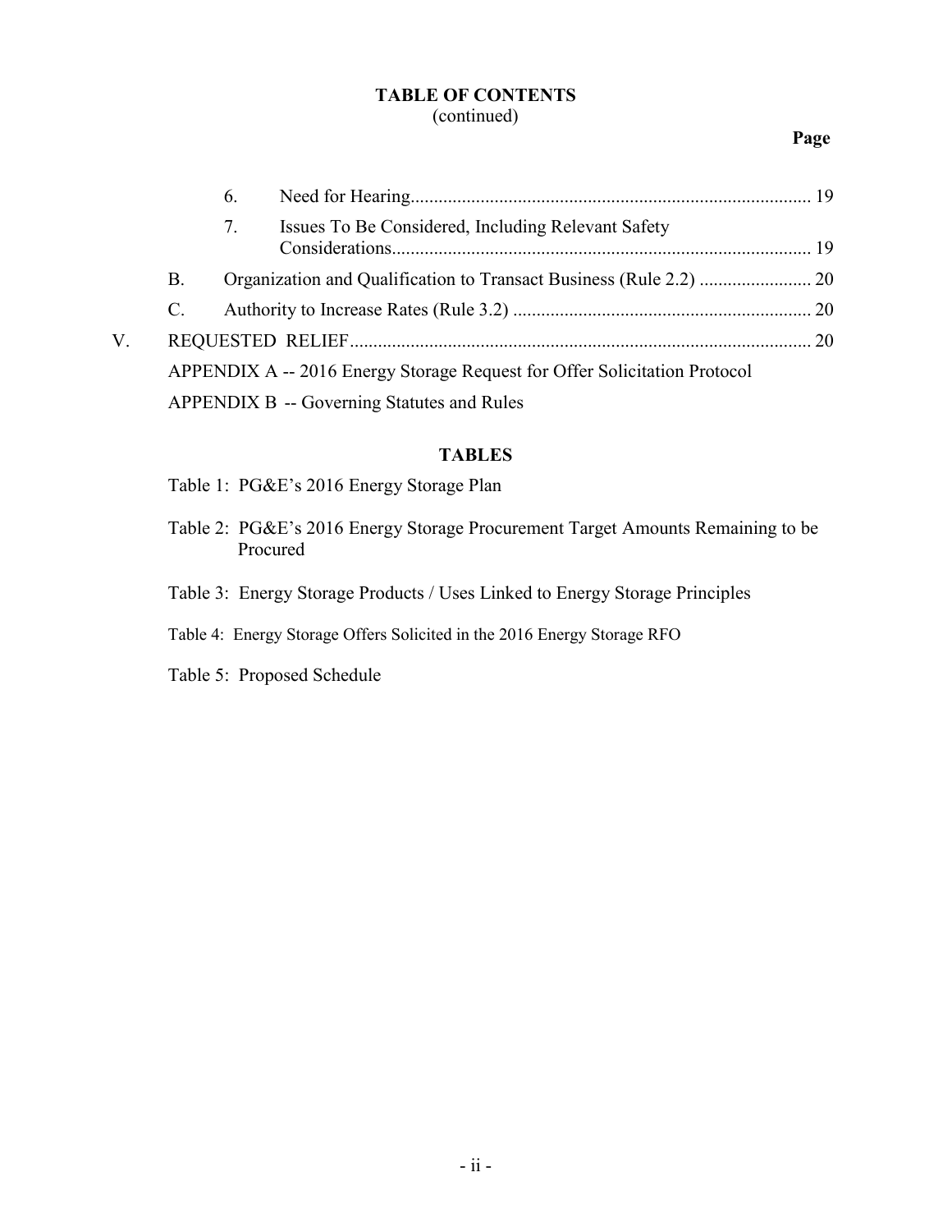## TABLE OF CONTENTS
(continued)

**Page**

6. Need for Hearing ..... 19
7. Issues To Be Considered, Including Relevant Safety Considerations ..... 19

B. Organization and Qualification to Transact Business (Rule 2.2) ..... 20

C. Authority to Increase Rates (Rule 3.2) ..... 20

V. REQUESTED RELIEF ..... 20

APPENDIX A -- 2016 Energy Storage Request for Offer Solicitation Protocol

APPENDIX B -- Governing Statutes and Rules

## TABLES

Table 1: PG&E's 2016 Energy Storage Plan

Table 2: PG&E's 2016 Energy Storage Procurement Target Amounts Remaining to be Procured

Table 3: Energy Storage Products / Uses Linked to Energy Storage Principles

Table 4: Energy Storage Offers Solicited in the 2016 Energy Storage RFO

Table 5: Proposed Schedule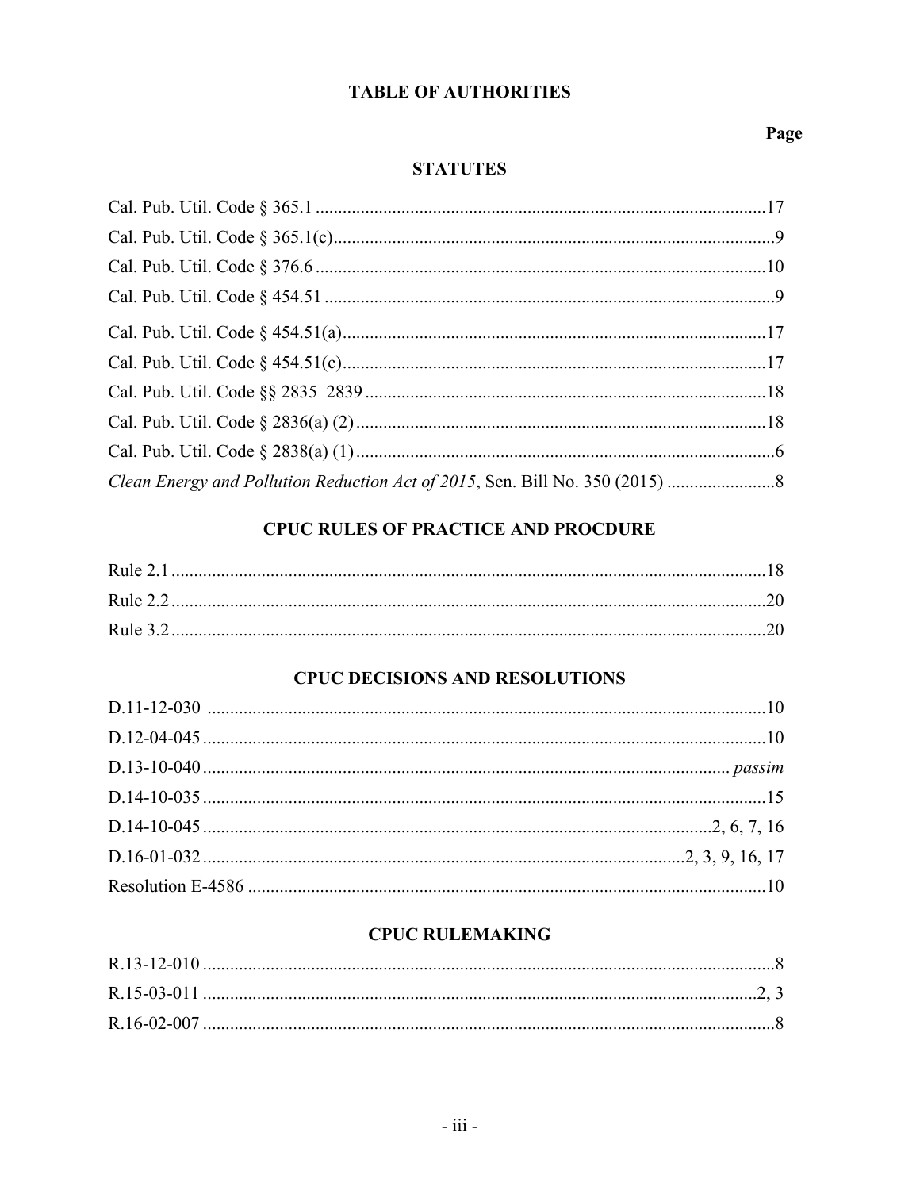# TABLE OF AUTHORITIES

**Page**

## STATUTES

Cal. Pub. Util. Code § 365.1 ....................................................................................................17

Cal. Pub. Util. Code § 365.1(c)..................................................................................................9

Cal. Pub. Util. Code § 376.6 ....................................................................................................10

Cal. Pub. Util. Code § 454.51 ....................................................................................................9

Cal. Pub. Util. Code § 454.51(a)..............................................................................................17

Cal. Pub. Util. Code § 454.51(c)..............................................................................................17

Cal. Pub. Util. Code §§ 2835–2839 .........................................................................................18

Cal. Pub. Util. Code § 2836(a) (2) ...........................................................................................18

Cal. Pub. Util. Code § 2838(a) (1) .............................................................................................6

*Clean Energy and Pollution Reduction Act of 2015*, Sen. Bill No. 350 (2015) ........................8

## CPUC RULES OF PRACTICE AND PROCDURE

Rule 2.1 ....................................................................................................................................18

Rule 2.2 ....................................................................................................................................20

Rule 3.2 ....................................................................................................................................20

## CPUC DECISIONS AND RESOLUTIONS

D.11-12-030 ............................................................................................................................10

D.12-04-045 .............................................................................................................................10

D.13-10-040 ...................................................................................................................... *passim*

D.14-10-035 .............................................................................................................................15

D.14-10-045 ...............................................................................................................2, 6, 7, 16

D.16-01-032 ...........................................................................................................2, 3, 9, 16, 17

Resolution E-4586 ...................................................................................................................10

## CPUC RULEMAKING

R.13-12-010 ..............................................................................................................................8

R.15-03-011 ...........................................................................................................................2, 3

R.16-02-007 ..............................................................................................................................8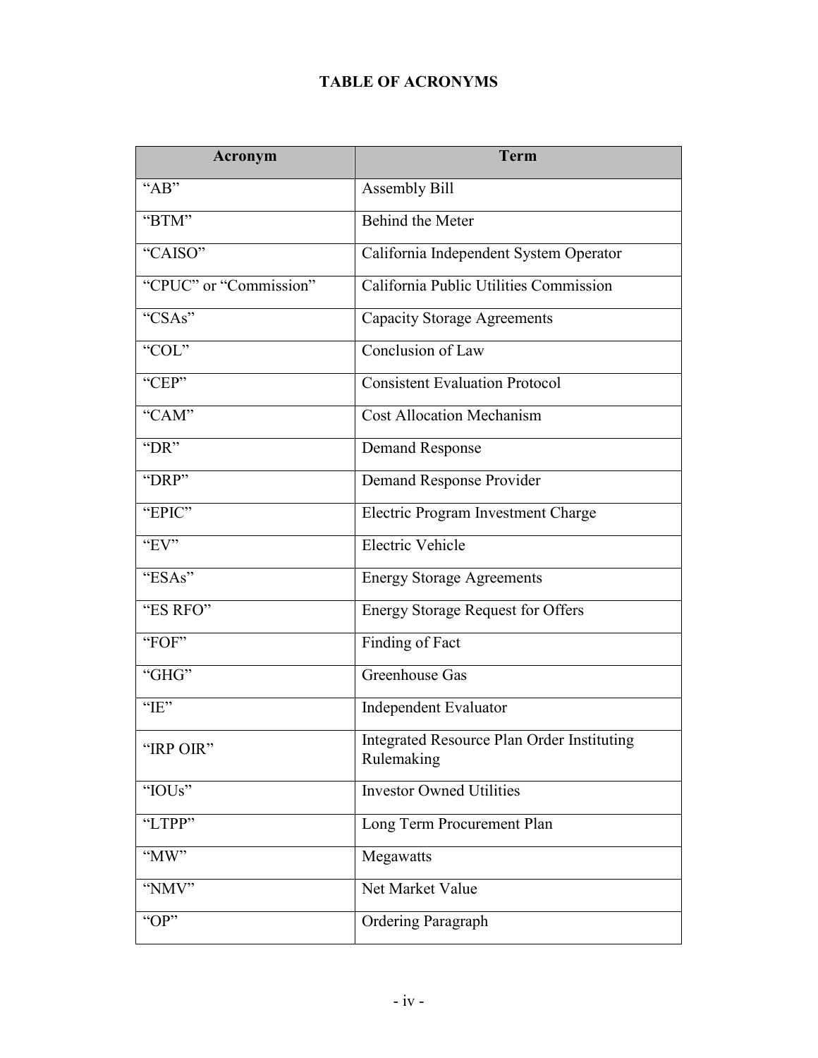**TABLE OF ACRONYMS**

| Acronym | Term |
|---|---|
| "AB" | Assembly Bill |
| "BTM" | Behind the Meter |
| "CAISO" | California Independent System Operator |
| "CPUC" or "Commission" | California Public Utilities Commission |
| "CSAs" | Capacity Storage Agreements |
| "COL" | Conclusion of Law |
| "CEP" | Consistent Evaluation Protocol |
| "CAM" | Cost Allocation Mechanism |
| "DR" | Demand Response |
| "DRP" | Demand Response Provider |
| "EPIC" | Electric Program Investment Charge |
| "EV" | Electric Vehicle |
| "ESAs" | Energy Storage Agreements |
| "ES RFO" | Energy Storage Request for Offers |
| "FOF" | Finding of Fact |
| "GHG" | Greenhouse Gas |
| "IE" | Independent Evaluator |
| "IRP OIR" | Integrated Resource Plan Order Instituting Rulemaking |
| "IOUs" | Investor Owned Utilities |
| "LTPP" | Long Term Procurement Plan |
| "MW" | Megawatts |
| "NMV" | Net Market Value |
| "OP" | Ordering Paragraph |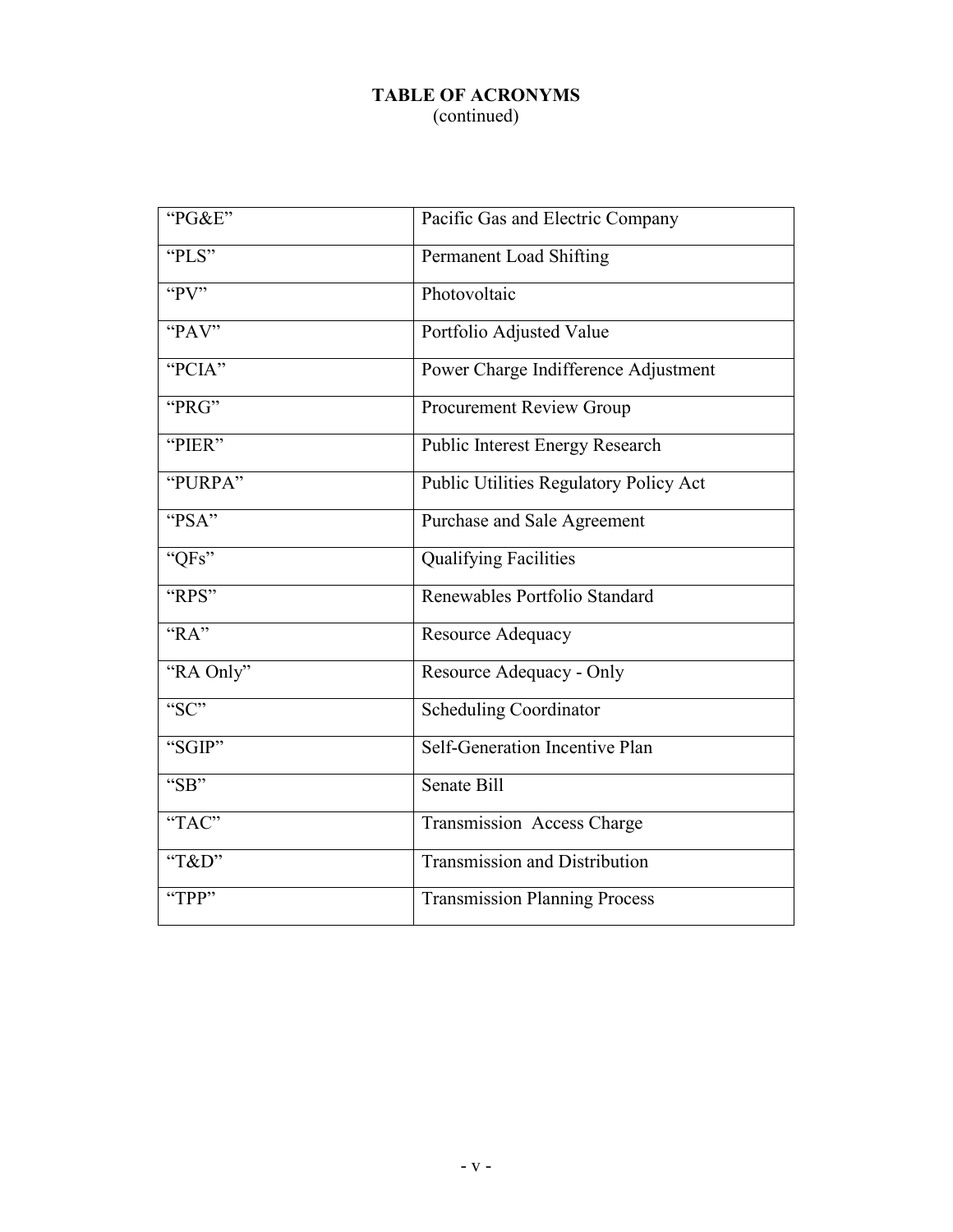**TABLE OF ACRONYMS**
(continued)

| | |
|---|---|
| "PG&E" | Pacific Gas and Electric Company |
| "PLS" | Permanent Load Shifting |
| "PV" | Photovoltaic |
| "PAV" | Portfolio Adjusted Value |
| "PCIA" | Power Charge Indifference Adjustment |
| "PRG" | Procurement Review Group |
| "PIER" | Public Interest Energy Research |
| "PURPA" | Public Utilities Regulatory Policy Act |
| "PSA" | Purchase and Sale Agreement |
| "QFs" | Qualifying Facilities |
| "RPS" | Renewables Portfolio Standard |
| "RA" | Resource Adequacy |
| "RA Only" | Resource Adequacy - Only |
| "SC" | Scheduling Coordinator |
| "SGIP" | Self-Generation Incentive Plan |
| "SB" | Senate Bill |
| "TAC" | Transmission Access Charge |
| "T&D" | Transmission and Distribution |
| "TPP" | Transmission Planning Process |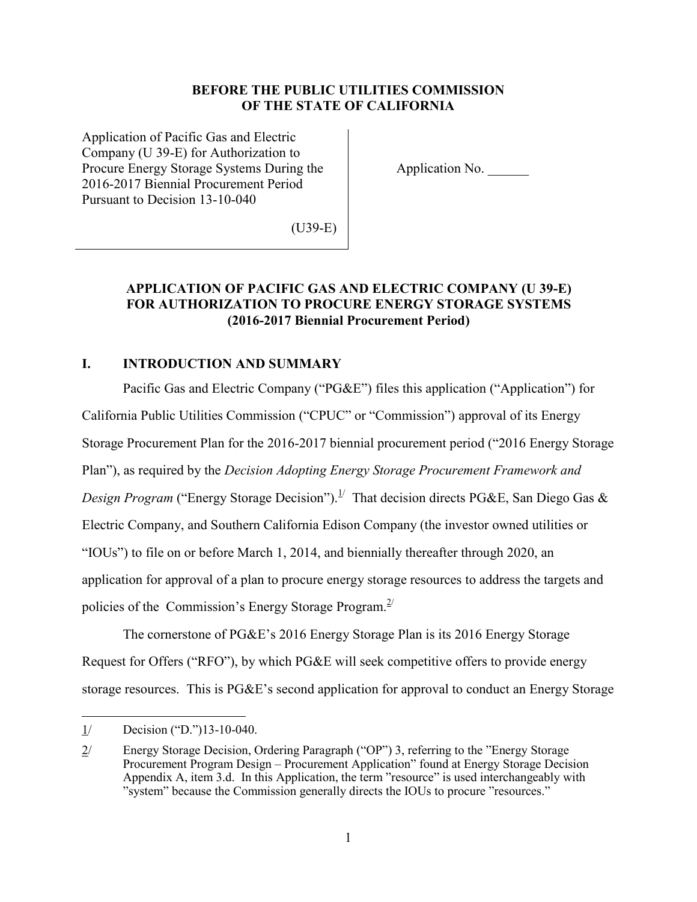**BEFORE THE PUBLIC UTILITIES COMMISSION OF THE STATE OF CALIFORNIA**

| | |
|---|---|
| Application of Pacific Gas and Electric Company (U 39-E) for Authorization to Procure Energy Storage Systems During the 2016-2017 Biennial Procurement Period Pursuant to Decision 13-10-040<br><br>(U39-E) | Application No. ______ |

**APPLICATION OF PACIFIC GAS AND ELECTRIC COMPANY (U 39-E) FOR AUTHORIZATION TO PROCURE ENERGY STORAGE SYSTEMS (2016-2017 Biennial Procurement Period)**

## I. INTRODUCTION AND SUMMARY

Pacific Gas and Electric Company ("PG&E") files this application ("Application") for California Public Utilities Commission ("CPUC" or "Commission") approval of its Energy Storage Procurement Plan for the 2016-2017 biennial procurement period ("2016 Energy Storage Plan"), as required by the *Decision Adopting Energy Storage Procurement Framework and Design Program* ("Energy Storage Decision").[1/] That decision directs PG&E, San Diego Gas & Electric Company, and Southern California Edison Company (the investor owned utilities or "IOUs") to file on or before March 1, 2014, and biennially thereafter through 2020, an application for approval of a plan to procure energy storage resources to address the targets and policies of the Commission's Energy Storage Program.[2/]

The cornerstone of PG&E's 2016 Energy Storage Plan is its 2016 Energy Storage Request for Offers ("RFO"), by which PG&E will seek competitive offers to provide energy storage resources. This is PG&E's second application for approval to conduct an Energy Storage

---

1/ Decision ("D.")13-10-040.

2/ Energy Storage Decision, Ordering Paragraph ("OP") 3, referring to the "Energy Storage Procurement Program Design – Procurement Application" found at Energy Storage Decision Appendix A, item 3.d. In this Application, the term "resource" is used interchangeably with "system" because the Commission generally directs the IOUs to procure "resources."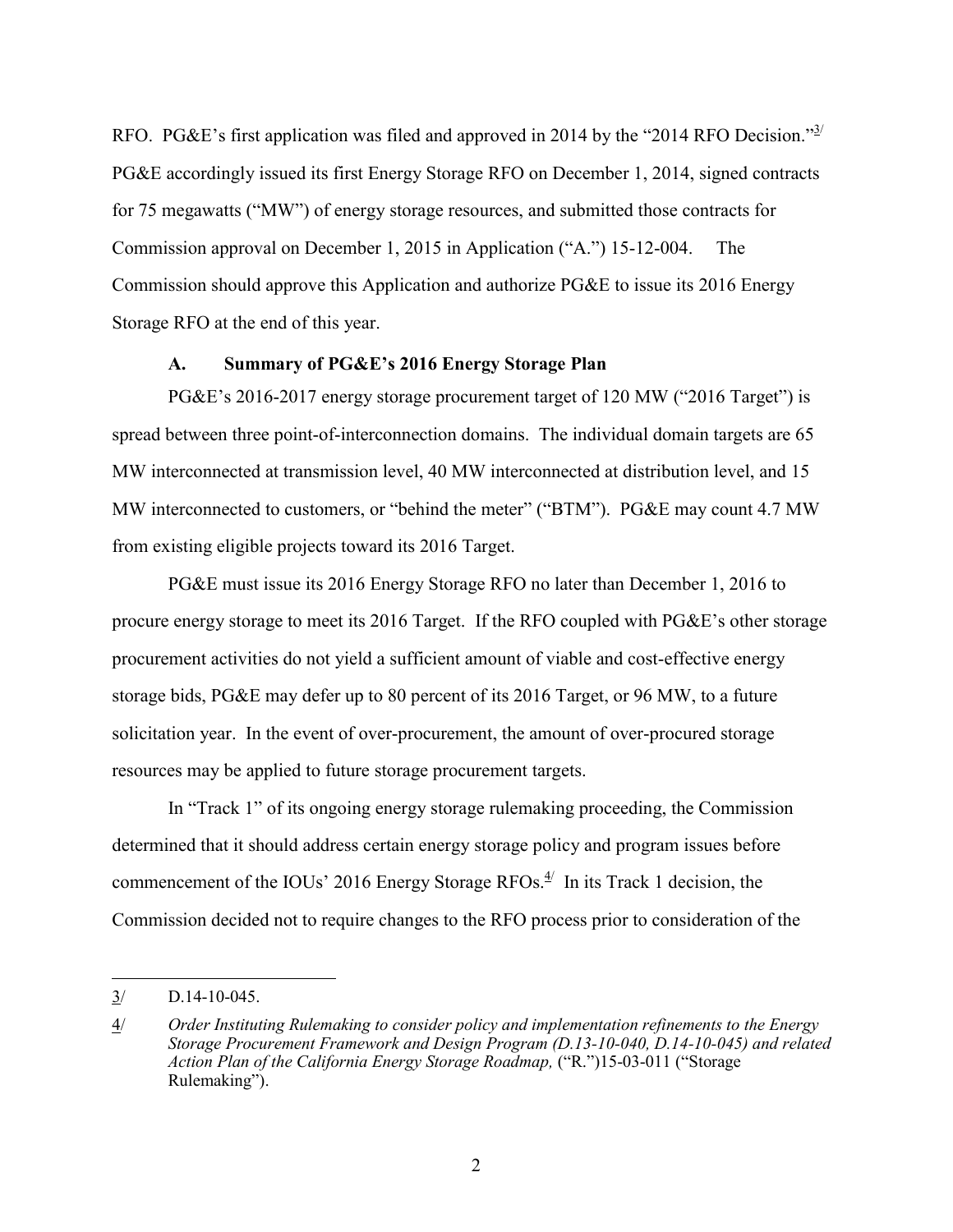RFO. PG&E's first application was filed and approved in 2014 by the "2014 RFO Decision."[3] PG&E accordingly issued its first Energy Storage RFO on December 1, 2014, signed contracts for 75 megawatts ("MW") of energy storage resources, and submitted those contracts for Commission approval on December 1, 2015 in Application ("A.") 15-12-004. The Commission should approve this Application and authorize PG&E to issue its 2016 Energy Storage RFO at the end of this year.

### A. Summary of PG&E's 2016 Energy Storage Plan

PG&E's 2016-2017 energy storage procurement target of 120 MW ("2016 Target") is spread between three point-of-interconnection domains. The individual domain targets are 65 MW interconnected at transmission level, 40 MW interconnected at distribution level, and 15 MW interconnected to customers, or "behind the meter" ("BTM"). PG&E may count 4.7 MW from existing eligible projects toward its 2016 Target.

PG&E must issue its 2016 Energy Storage RFO no later than December 1, 2016 to procure energy storage to meet its 2016 Target. If the RFO coupled with PG&E's other storage procurement activities do not yield a sufficient amount of viable and cost-effective energy storage bids, PG&E may defer up to 80 percent of its 2016 Target, or 96 MW, to a future solicitation year. In the event of over-procurement, the amount of over-procured storage resources may be applied to future storage procurement targets.

In "Track 1" of its ongoing energy storage rulemaking proceeding, the Commission determined that it should address certain energy storage policy and program issues before commencement of the IOUs' 2016 Energy Storage RFOs.[4] In its Track 1 decision, the Commission decided not to require changes to the RFO process prior to consideration of the

---

[3] D.14-10-045.

[4] *Order Instituting Rulemaking to consider policy and implementation refinements to the Energy Storage Procurement Framework and Design Program (D.13-10-040, D.14-10-045) and related Action Plan of the California Energy Storage Roadmap,* ("R.")15-03-011 ("Storage Rulemaking").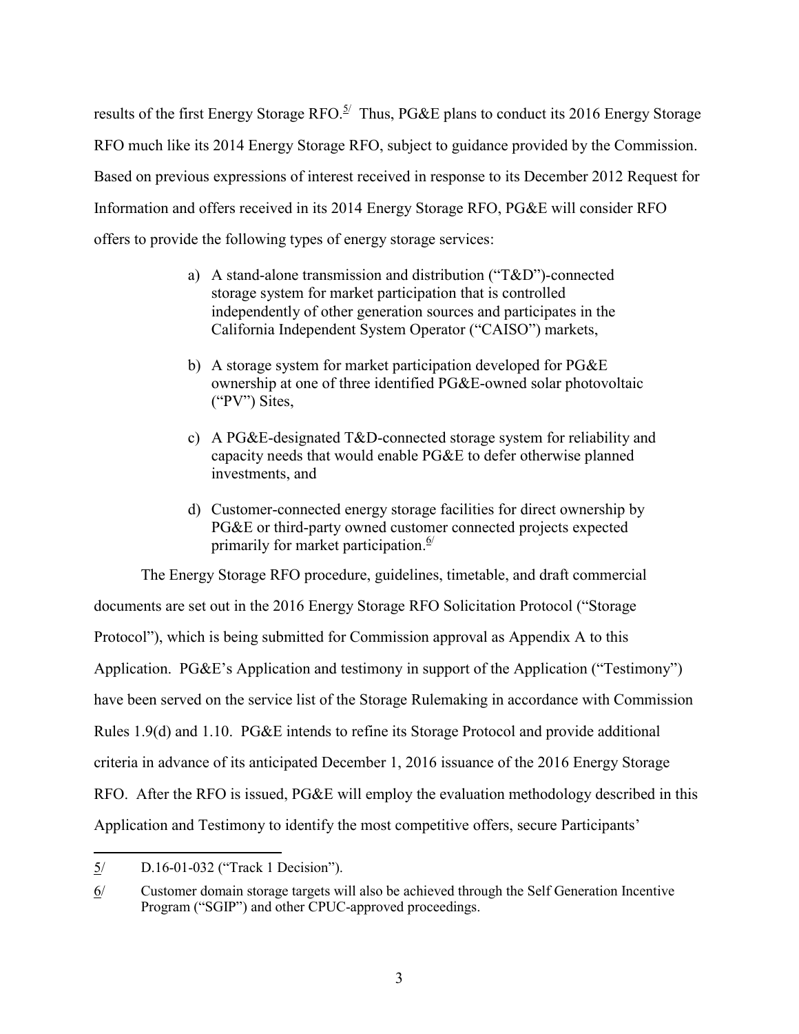results of the first Energy Storage RFO.[5] Thus, PG&E plans to conduct its 2016 Energy Storage RFO much like its 2014 Energy Storage RFO, subject to guidance provided by the Commission. Based on previous expressions of interest received in response to its December 2012 Request for Information and offers received in its 2014 Energy Storage RFO, PG&E will consider RFO offers to provide the following types of energy storage services:

> a) A stand-alone transmission and distribution ("T&D")-connected storage system for market participation that is controlled independently of other generation sources and participates in the California Independent System Operator ("CAISO") markets,
>
> b) A storage system for market participation developed for PG&E ownership at one of three identified PG&E-owned solar photovoltaic ("PV") Sites,
>
> c) A PG&E-designated T&D-connected storage system for reliability and capacity needs that would enable PG&E to defer otherwise planned investments, and
>
> d) Customer-connected energy storage facilities for direct ownership by PG&E or third-party owned customer connected projects expected primarily for market participation.[6]

The Energy Storage RFO procedure, guidelines, timetable, and draft commercial documents are set out in the 2016 Energy Storage RFO Solicitation Protocol ("Storage Protocol"), which is being submitted for Commission approval as Appendix A to this Application. PG&E's Application and testimony in support of the Application ("Testimony") have been served on the service list of the Storage Rulemaking in accordance with Commission Rules 1.9(d) and 1.10. PG&E intends to refine its Storage Protocol and provide additional criteria in advance of its anticipated December 1, 2016 issuance of the 2016 Energy Storage RFO. After the RFO is issued, PG&E will employ the evaluation methodology described in this Application and Testimony to identify the most competitive offers, secure Participants'

---

5/ D.16-01-032 ("Track 1 Decision").

6/ Customer domain storage targets will also be achieved through the Self Generation Incentive Program ("SGIP") and other CPUC-approved proceedings.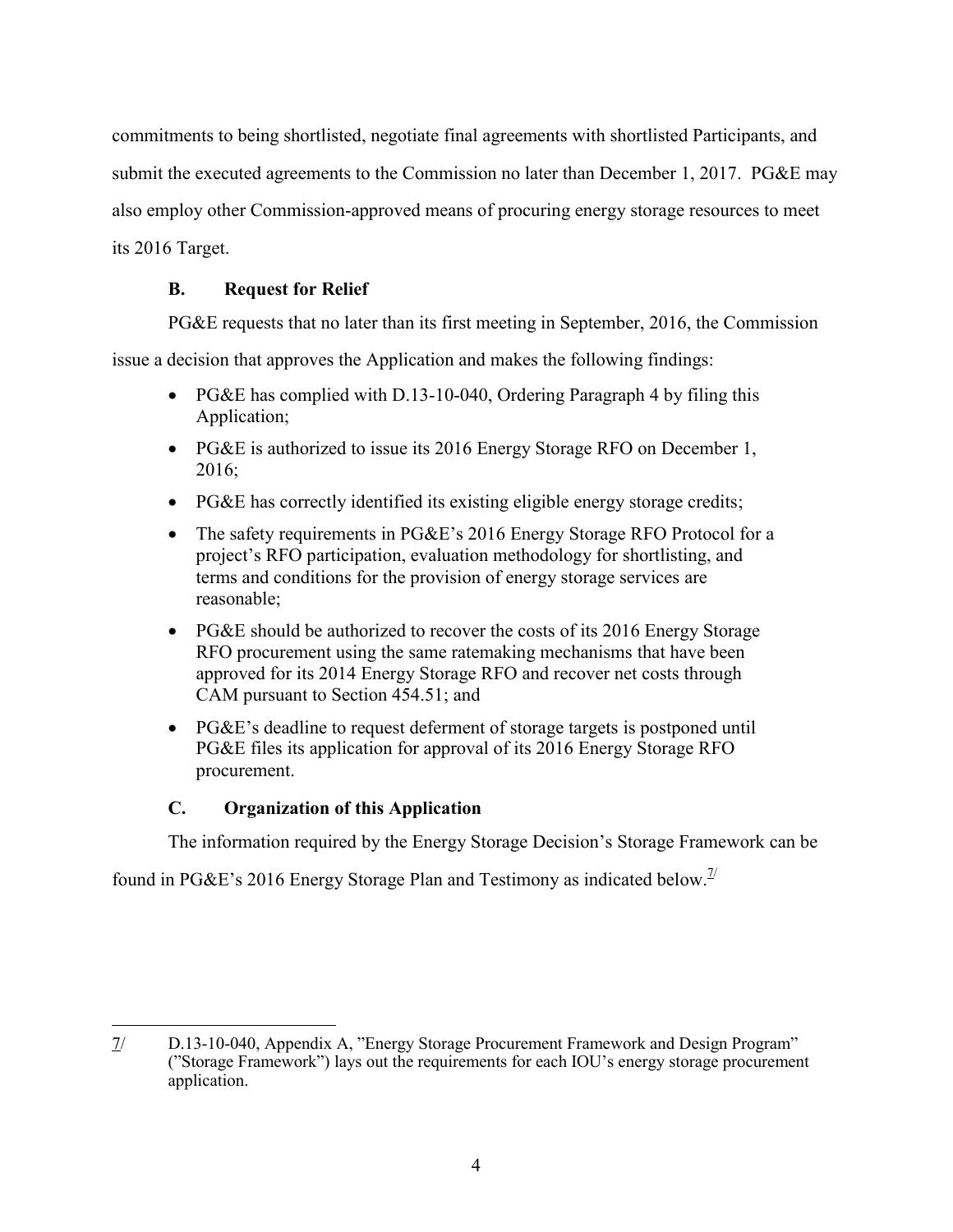commitments to being shortlisted, negotiate final agreements with shortlisted Participants, and submit the executed agreements to the Commission no later than December 1, 2017. PG&E may also employ other Commission-approved means of procuring energy storage resources to meet its 2016 Target.

### B. Request for Relief

PG&E requests that no later than its first meeting in September, 2016, the Commission issue a decision that approves the Application and makes the following findings:

- PG&E has complied with D.13-10-040, Ordering Paragraph 4 by filing this Application;
- PG&E is authorized to issue its 2016 Energy Storage RFO on December 1, 2016;
- PG&E has correctly identified its existing eligible energy storage credits;
- The safety requirements in PG&E's 2016 Energy Storage RFO Protocol for a project's RFO participation, evaluation methodology for shortlisting, and terms and conditions for the provision of energy storage services are reasonable;
- PG&E should be authorized to recover the costs of its 2016 Energy Storage RFO procurement using the same ratemaking mechanisms that have been approved for its 2014 Energy Storage RFO and recover net costs through CAM pursuant to Section 454.51; and
- PG&E's deadline to request deferment of storage targets is postponed until PG&E files its application for approval of its 2016 Energy Storage RFO procurement.

### C. Organization of this Application

The information required by the Energy Storage Decision's Storage Framework can be found in PG&E's 2016 Energy Storage Plan and Testimony as indicated below.[7/]

---

7/ D.13-10-040, Appendix A, "Energy Storage Procurement Framework and Design Program" ("Storage Framework") lays out the requirements for each IOU's energy storage procurement application.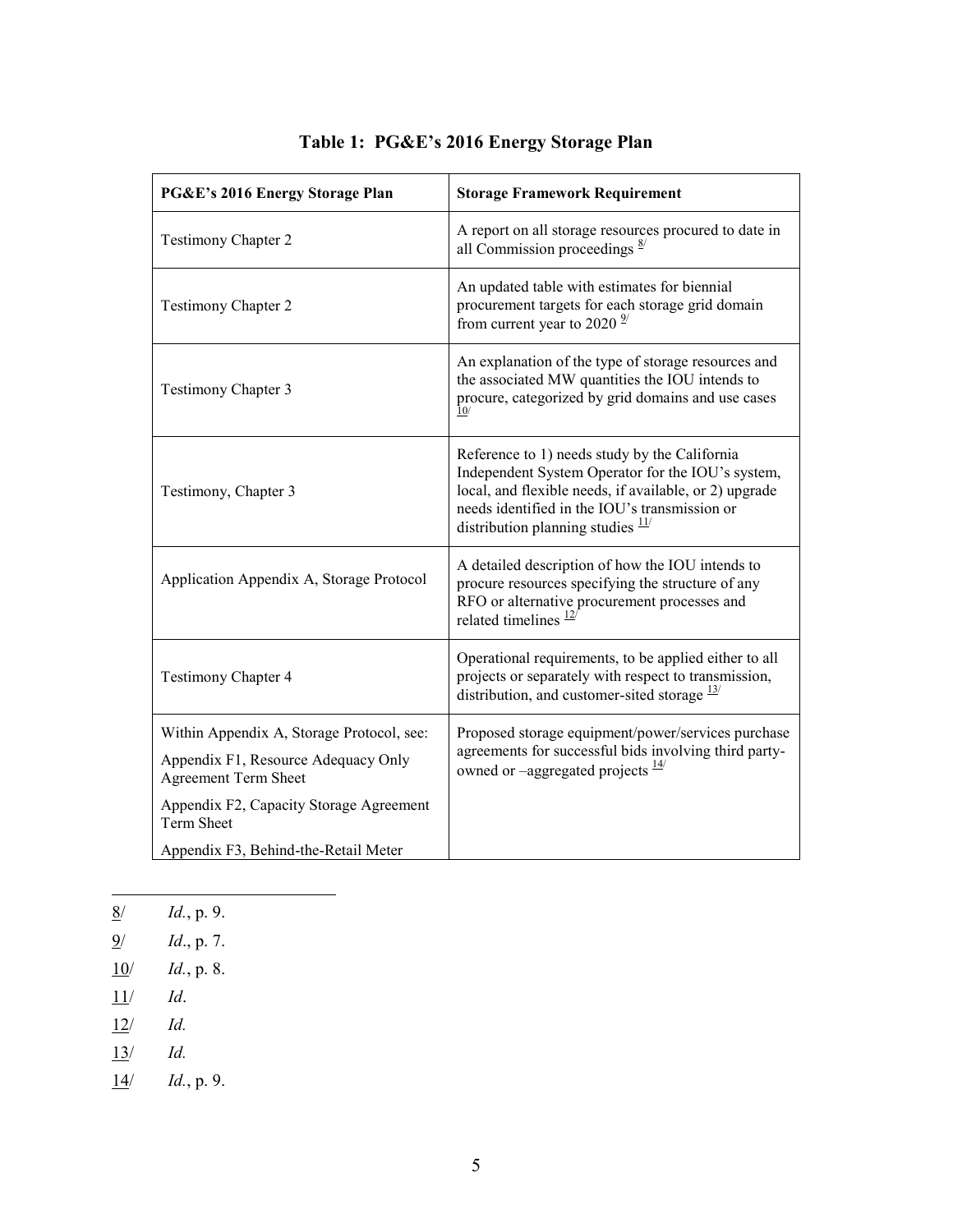**Table 1: PG&E's 2016 Energy Storage Plan**

| PG&E's 2016 Energy Storage Plan | Storage Framework Requirement |
|---|---|
| Testimony Chapter 2 | A report on all storage resources procured to date in all Commission proceedings [8/] |
| Testimony Chapter 2 | An updated table with estimates for biennial procurement targets for each storage grid domain from current year to 2020 [9/] |
| Testimony Chapter 3 | An explanation of the type of storage resources and the associated MW quantities the IOU intends to procure, categorized by grid domains and use cases [10/] |
| Testimony, Chapter 3 | Reference to 1) needs study by the California Independent System Operator for the IOU's system, local, and flexible needs, if available, or 2) upgrade needs identified in the IOU's transmission or distribution planning studies [11/] |
| Application Appendix A, Storage Protocol | A detailed description of how the IOU intends to procure resources specifying the structure of any RFO or alternative procurement processes and related timelines [12/] |
| Testimony Chapter 4 | Operational requirements, to be applied either to all projects or separately with respect to transmission, distribution, and customer-sited storage [13/] |
| Within Appendix A, Storage Protocol, see: Appendix F1, Resource Adequacy Only Agreement Term Sheet Appendix F2, Capacity Storage Agreement Term Sheet Appendix F3, Behind-the-Retail Meter | Proposed storage equipment/power/services purchase agreements for successful bids involving third party-owned or –aggregated projects [14/] |

---

8/ *Id.*, p. 9.

9/ *Id*., p. 7.

10/ *Id.*, p. 8.

11/ *Id*.

12/ *Id.*

13/ *Id.*

14/ *Id.*, p. 9.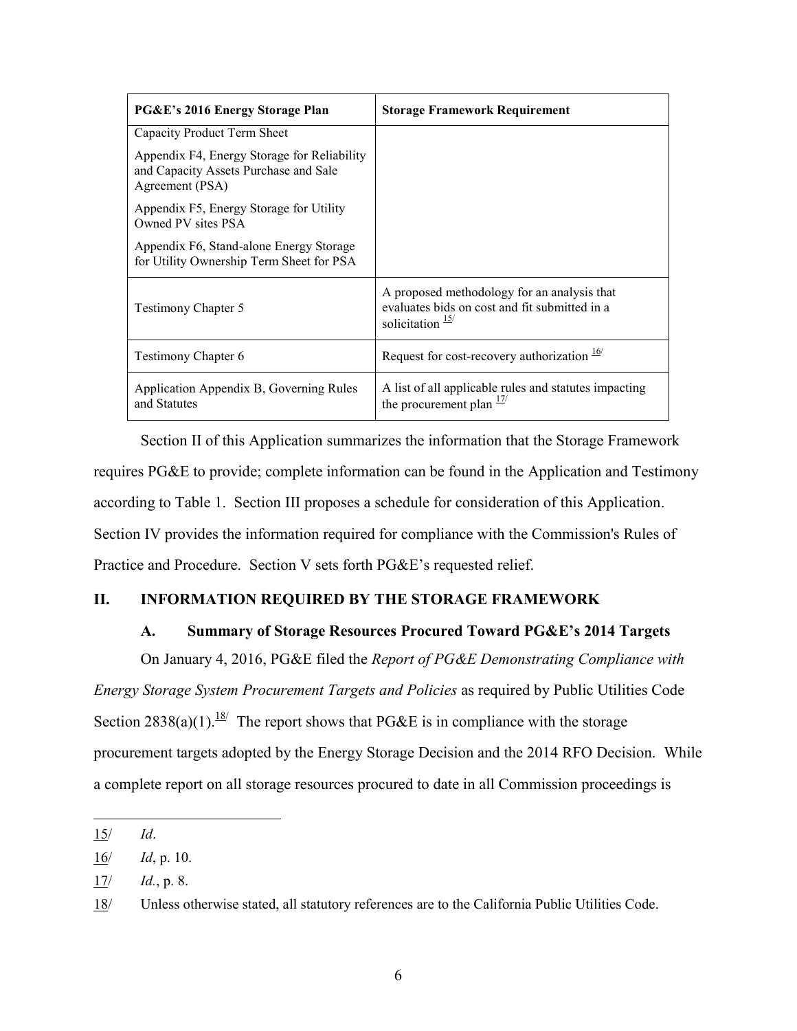| PG&E's 2016 Energy Storage Plan | Storage Framework Requirement |
|---|---|
| Capacity Product Term Sheet<br><br>Appendix F4, Energy Storage for Reliability and Capacity Assets Purchase and Sale Agreement (PSA)<br><br>Appendix F5, Energy Storage for Utility Owned PV sites PSA<br><br>Appendix F6, Stand-alone Energy Storage for Utility Ownership Term Sheet for PSA | |
| Testimony Chapter 5 | A proposed methodology for an analysis that evaluates bids on cost and fit submitted in a solicitation [15] |
| Testimony Chapter 6 | Request for cost-recovery authorization [16] |
| Application Appendix B, Governing Rules and Statutes | A list of all applicable rules and statutes impacting the procurement plan [17] |

Section II of this Application summarizes the information that the Storage Framework requires PG&E to provide; complete information can be found in the Application and Testimony according to Table 1. Section III proposes a schedule for consideration of this Application. Section IV provides the information required for compliance with the Commission's Rules of Practice and Procedure. Section V sets forth PG&E's requested relief.

## II. INFORMATION REQUIRED BY THE STORAGE FRAMEWORK

### A. Summary of Storage Resources Procured Toward PG&E's 2014 Targets

On January 4, 2016, PG&E filed the *Report of PG&E Demonstrating Compliance with Energy Storage System Procurement Targets and Policies* as required by Public Utilities Code Section 2838(a)(1).[18] The report shows that PG&E is in compliance with the storage procurement targets adopted by the Energy Storage Decision and the 2014 RFO Decision. While a complete report on all storage resources procured to date in all Commission proceedings is

---

15/ *Id*.

16/ *Id*, p. 10.

17/ *Id.*, p. 8.

18/ Unless otherwise stated, all statutory references are to the California Public Utilities Code.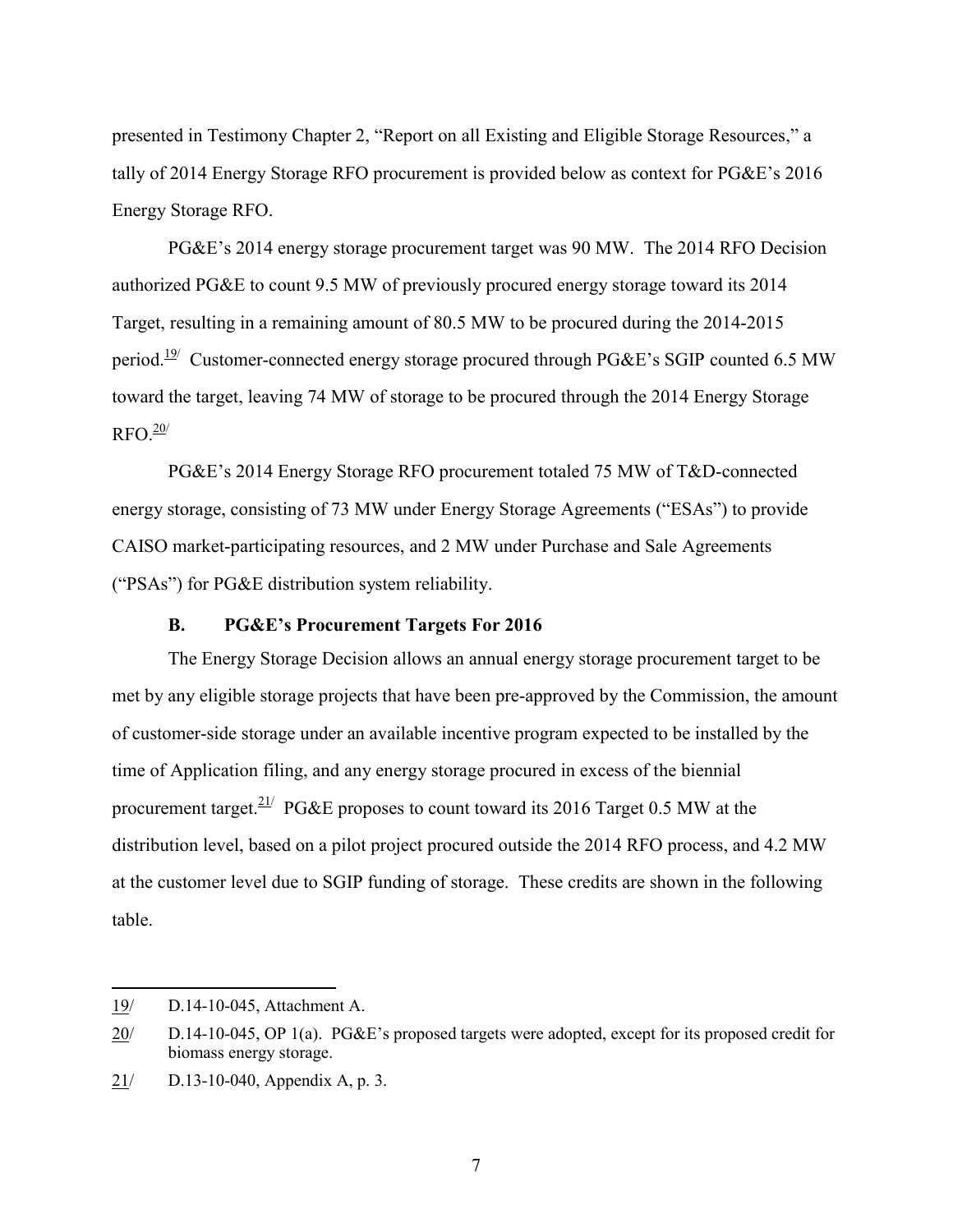presented in Testimony Chapter 2, "Report on all Existing and Eligible Storage Resources," a tally of 2014 Energy Storage RFO procurement is provided below as context for PG&E's 2016 Energy Storage RFO.

PG&E's 2014 energy storage procurement target was 90 MW. The 2014 RFO Decision authorized PG&E to count 9.5 MW of previously procured energy storage toward its 2014 Target, resulting in a remaining amount of 80.5 MW to be procured during the 2014-2015 period.[19/] Customer-connected energy storage procured through PG&E's SGIP counted 6.5 MW toward the target, leaving 74 MW of storage to be procured through the 2014 Energy Storage RFO.[20/]

PG&E's 2014 Energy Storage RFO procurement totaled 75 MW of T&D-connected energy storage, consisting of 73 MW under Energy Storage Agreements ("ESAs") to provide CAISO market-participating resources, and 2 MW under Purchase and Sale Agreements ("PSAs") for PG&E distribution system reliability.

### B. PG&E's Procurement Targets For 2016

The Energy Storage Decision allows an annual energy storage procurement target to be met by any eligible storage projects that have been pre-approved by the Commission, the amount of customer-side storage under an available incentive program expected to be installed by the time of Application filing, and any energy storage procured in excess of the biennial procurement target.[21/] PG&E proposes to count toward its 2016 Target 0.5 MW at the distribution level, based on a pilot project procured outside the 2014 RFO process, and 4.2 MW at the customer level due to SGIP funding of storage. These credits are shown in the following table.

---

19/ D.14-10-045, Attachment A.

20/ D.14-10-045, OP 1(a). PG&E's proposed targets were adopted, except for its proposed credit for biomass energy storage.

21/ D.13-10-040, Appendix A, p. 3.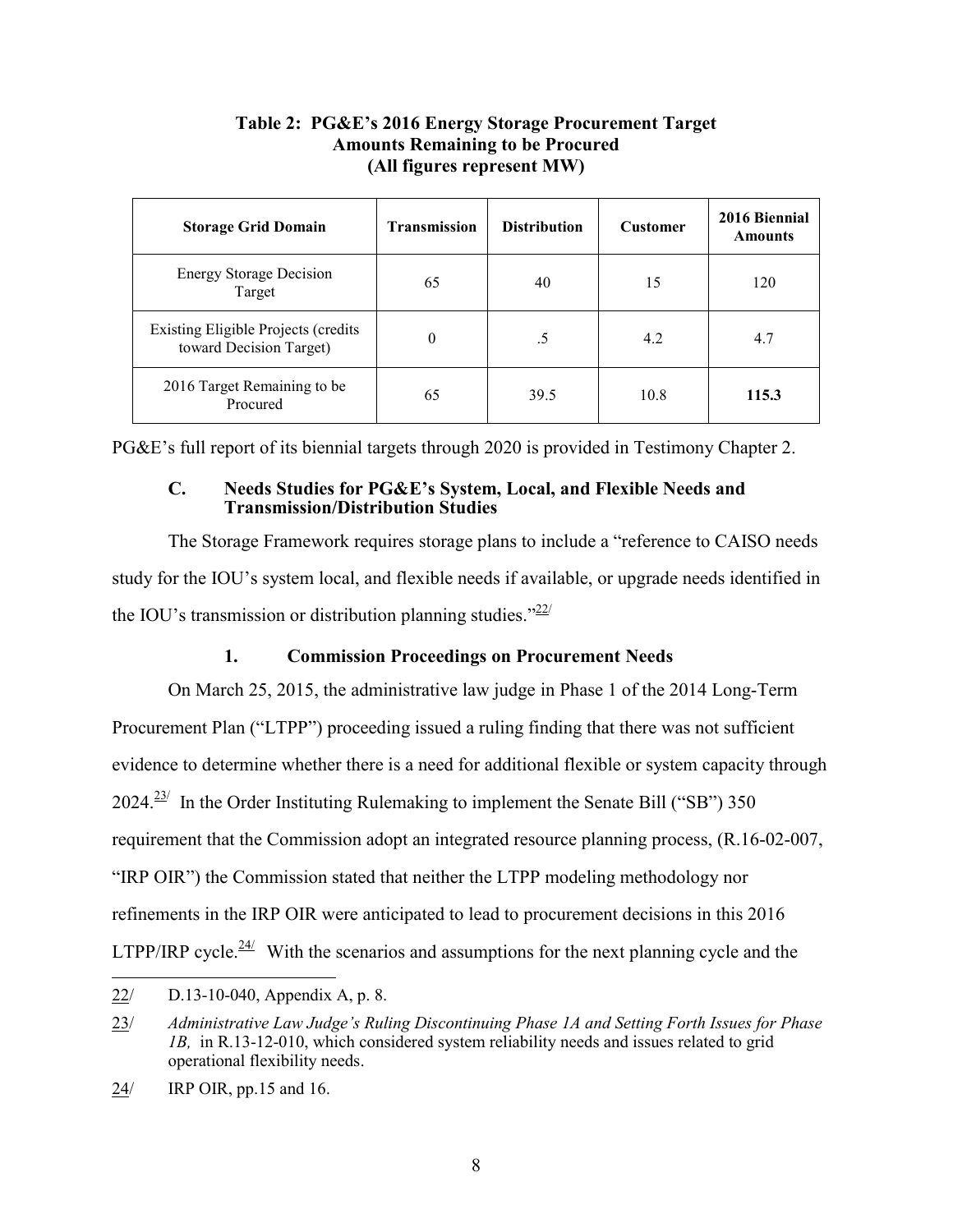**Table 2: PG&E's 2016 Energy Storage Procurement Target Amounts Remaining to be Procured (All figures represent MW)**

| Storage Grid Domain | Transmission | Distribution | Customer | 2016 Biennial Amounts |
|---|---|---|---|---|
| Energy Storage Decision Target | 65 | 40 | 15 | 120 |
| Existing Eligible Projects (credits toward Decision Target) | 0 | .5 | 4.2 | 4.7 |
| 2016 Target Remaining to be Procured | 65 | 39.5 | 10.8 | **115.3** |

PG&E's full report of its biennial targets through 2020 is provided in Testimony Chapter 2.

### C. Needs Studies for PG&E's System, Local, and Flexible Needs and Transmission/Distribution Studies

The Storage Framework requires storage plans to include a "reference to CAISO needs study for the IOU's system local, and flexible needs if available, or upgrade needs identified in the IOU's transmission or distribution planning studies."[22/]

#### 1. Commission Proceedings on Procurement Needs

On March 25, 2015, the administrative law judge in Phase 1 of the 2014 Long-Term Procurement Plan ("LTPP") proceeding issued a ruling finding that there was not sufficient evidence to determine whether there is a need for additional flexible or system capacity through 2024.[23/] In the Order Instituting Rulemaking to implement the Senate Bill ("SB") 350 requirement that the Commission adopt an integrated resource planning process, (R.16-02-007, "IRP OIR") the Commission stated that neither the LTPP modeling methodology nor refinements in the IRP OIR were anticipated to lead to procurement decisions in this 2016 LTPP/IRP cycle.[24/] With the scenarios and assumptions for the next planning cycle and the

---

22/ D.13-10-040, Appendix A, p. 8.

23/ *Administrative Law Judge's Ruling Discontinuing Phase 1A and Setting Forth Issues for Phase 1B,* in R.13-12-010, which considered system reliability needs and issues related to grid operational flexibility needs.

24/ IRP OIR, pp.15 and 16.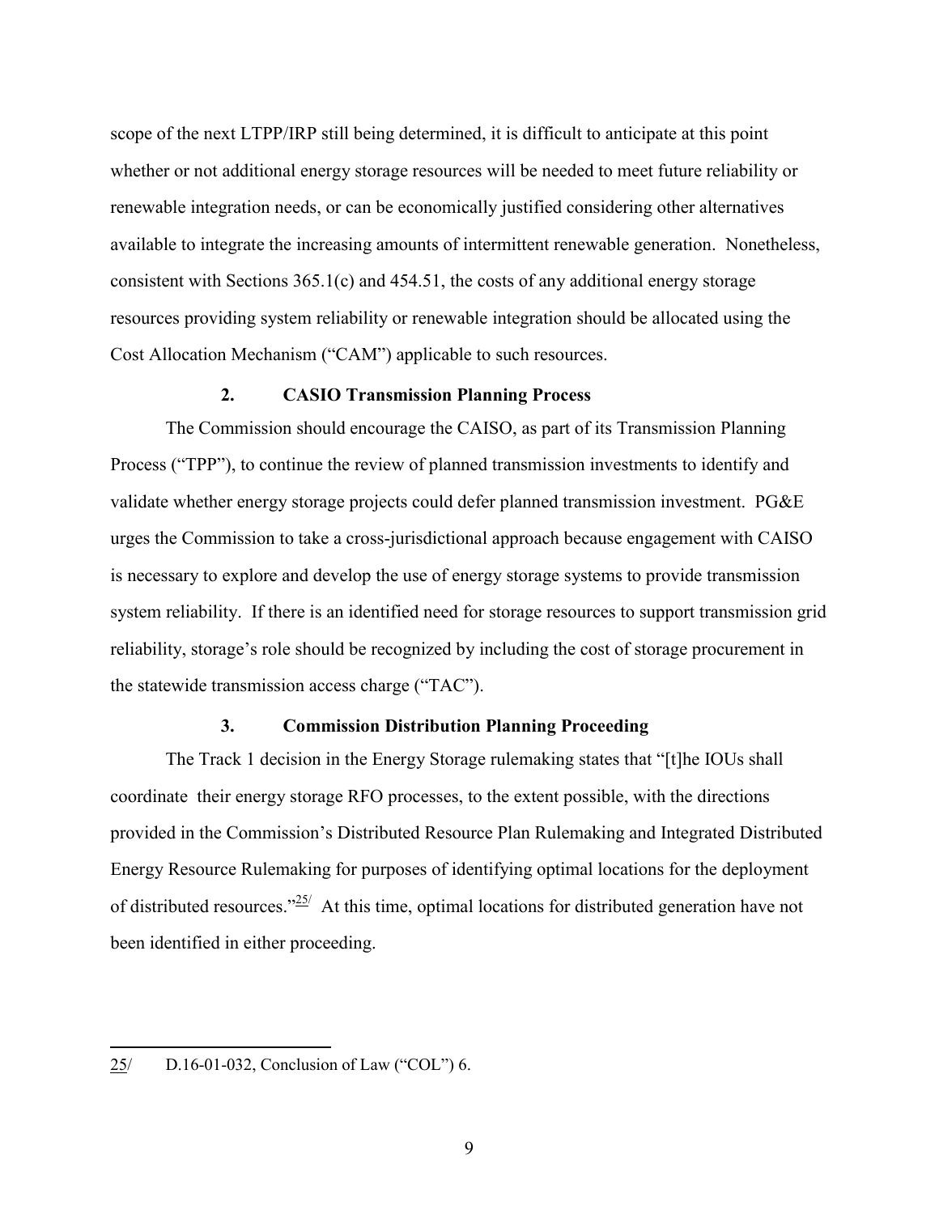scope of the next LTPP/IRP still being determined, it is difficult to anticipate at this point whether or not additional energy storage resources will be needed to meet future reliability or renewable integration needs, or can be economically justified considering other alternatives available to integrate the increasing amounts of intermittent renewable generation. Nonetheless, consistent with Sections 365.1(c) and 454.51, the costs of any additional energy storage resources providing system reliability or renewable integration should be allocated using the Cost Allocation Mechanism ("CAM") applicable to such resources.

### 2. CASIO Transmission Planning Process

The Commission should encourage the CAISO, as part of its Transmission Planning Process ("TPP"), to continue the review of planned transmission investments to identify and validate whether energy storage projects could defer planned transmission investment. PG&E urges the Commission to take a cross-jurisdictional approach because engagement with CAISO is necessary to explore and develop the use of energy storage systems to provide transmission system reliability. If there is an identified need for storage resources to support transmission grid reliability, storage's role should be recognized by including the cost of storage procurement in the statewide transmission access charge ("TAC").

### 3. Commission Distribution Planning Proceeding

The Track 1 decision in the Energy Storage rulemaking states that "[t]he IOUs shall coordinate their energy storage RFO processes, to the extent possible, with the directions provided in the Commission's Distributed Resource Plan Rulemaking and Integrated Distributed Energy Resource Rulemaking for purposes of identifying optimal locations for the deployment of distributed resources."[25] At this time, optimal locations for distributed generation have not been identified in either proceeding.

---

25/ D.16-01-032, Conclusion of Law ("COL") 6.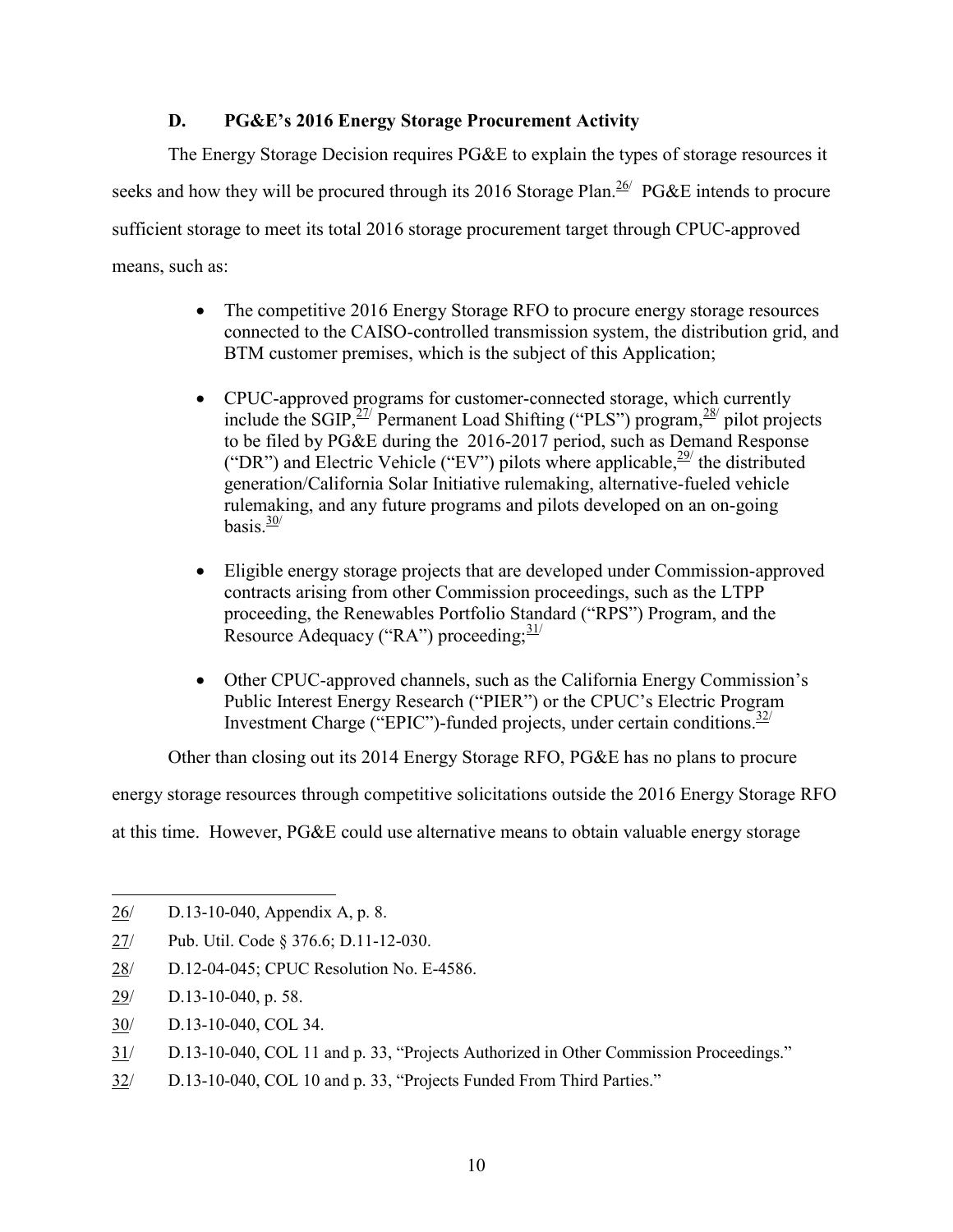### D. PG&E's 2016 Energy Storage Procurement Activity

The Energy Storage Decision requires PG&E to explain the types of storage resources it seeks and how they will be procured through its 2016 Storage Plan.[26/] PG&E intends to procure sufficient storage to meet its total 2016 storage procurement target through CPUC-approved means, such as:

- The competitive 2016 Energy Storage RFO to procure energy storage resources connected to the CAISO-controlled transmission system, the distribution grid, and BTM customer premises, which is the subject of this Application;
- CPUC-approved programs for customer-connected storage, which currently include the SGIP,[27/] Permanent Load Shifting ("PLS") program,[28/] pilot projects to be filed by PG&E during the 2016-2017 period, such as Demand Response ("DR") and Electric Vehicle ("EV") pilots where applicable,[29/] the distributed generation/California Solar Initiative rulemaking, alternative-fueled vehicle rulemaking, and any future programs and pilots developed on an on-going basis.[30/]
- Eligible energy storage projects that are developed under Commission-approved contracts arising from other Commission proceedings, such as the LTPP proceeding, the Renewables Portfolio Standard ("RPS") Program, and the Resource Adequacy ("RA") proceeding;[31/]
- Other CPUC-approved channels, such as the California Energy Commission's Public Interest Energy Research ("PIER") or the CPUC's Electric Program Investment Charge ("EPIC")-funded projects, under certain conditions.[32/]

Other than closing out its 2014 Energy Storage RFO, PG&E has no plans to procure energy storage resources through competitive solicitations outside the 2016 Energy Storage RFO at this time. However, PG&E could use alternative means to obtain valuable energy storage

---

26/ D.13-10-040, Appendix A, p. 8.

27/ Pub. Util. Code § 376.6; D.11-12-030.

28/ D.12-04-045; CPUC Resolution No. E-4586.

29/ D.13-10-040, p. 58.

30/ D.13-10-040, COL 34.

31/ D.13-10-040, COL 11 and p. 33, "Projects Authorized in Other Commission Proceedings."

32/ D.13-10-040, COL 10 and p. 33, "Projects Funded From Third Parties."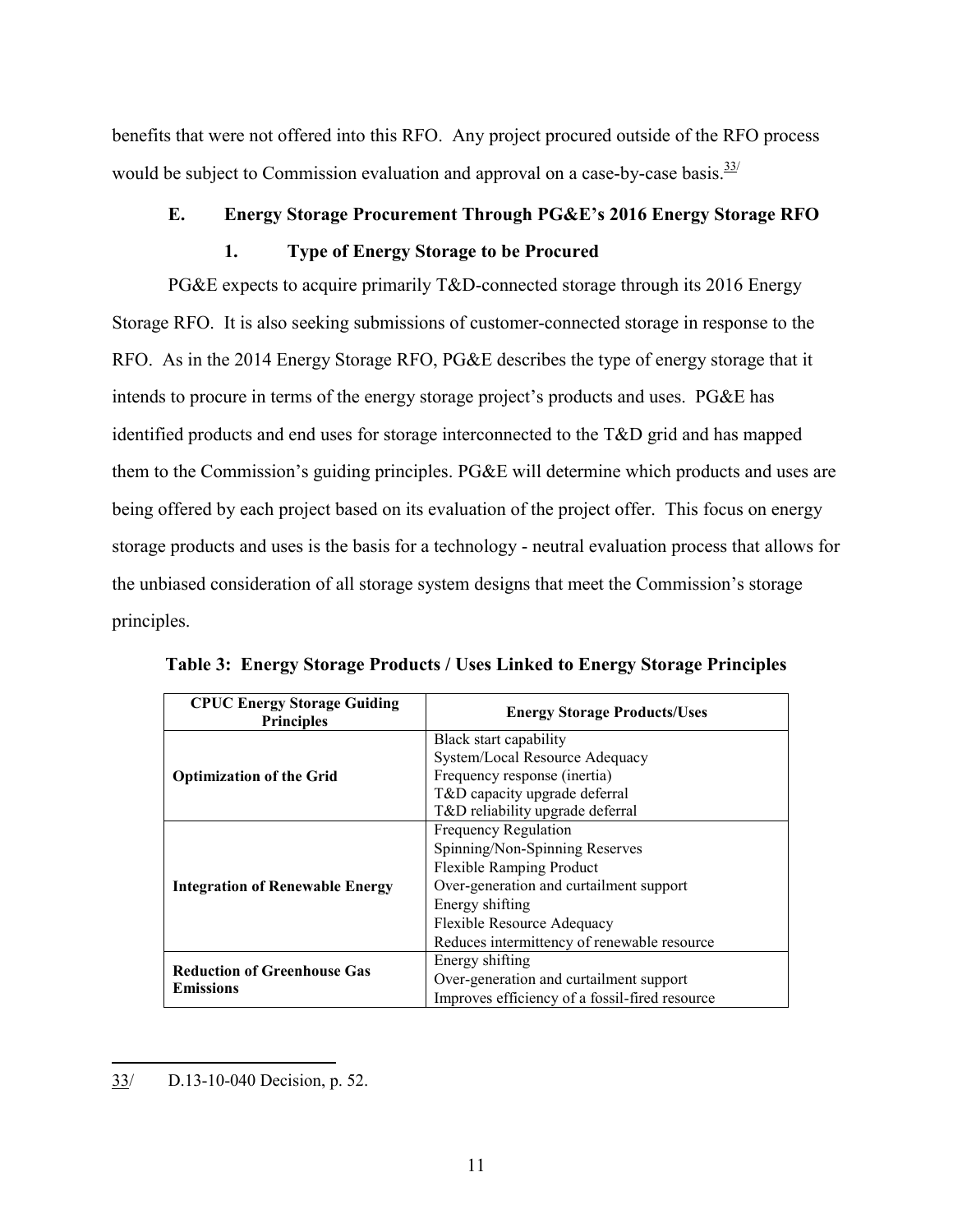benefits that were not offered into this RFO. Any project procured outside of the RFO process would be subject to Commission evaluation and approval on a case-by-case basis.[33]

### E. Energy Storage Procurement Through PG&E's 2016 Energy Storage RFO

#### 1. Type of Energy Storage to be Procured

PG&E expects to acquire primarily T&D-connected storage through its 2016 Energy Storage RFO. It is also seeking submissions of customer-connected storage in response to the RFO. As in the 2014 Energy Storage RFO, PG&E describes the type of energy storage that it intends to procure in terms of the energy storage project's products and uses. PG&E has identified products and end uses for storage interconnected to the T&D grid and has mapped them to the Commission's guiding principles. PG&E will determine which products and uses are being offered by each project based on its evaluation of the project offer. This focus on energy storage products and uses is the basis for a technology - neutral evaluation process that allows for the unbiased consideration of all storage system designs that meet the Commission's storage principles.

**Table 3: Energy Storage Products / Uses Linked to Energy Storage Principles**

| CPUC Energy Storage Guiding Principles | Energy Storage Products/Uses |
|---|---|
| **Optimization of the Grid** | Black start capability<br>System/Local Resource Adequacy<br>Frequency response (inertia)<br>T&D capacity upgrade deferral<br>T&D reliability upgrade deferral |
| **Integration of Renewable Energy** | Frequency Regulation<br>Spinning/Non-Spinning Reserves<br>Flexible Ramping Product<br>Over-generation and curtailment support<br>Energy shifting<br>Flexible Resource Adequacy<br>Reduces intermittency of renewable resource |
| **Reduction of Greenhouse Gas Emissions** | Energy shifting<br>Over-generation and curtailment support<br>Improves efficiency of a fossil-fired resource |

---

33/ D.13-10-040 Decision, p. 52.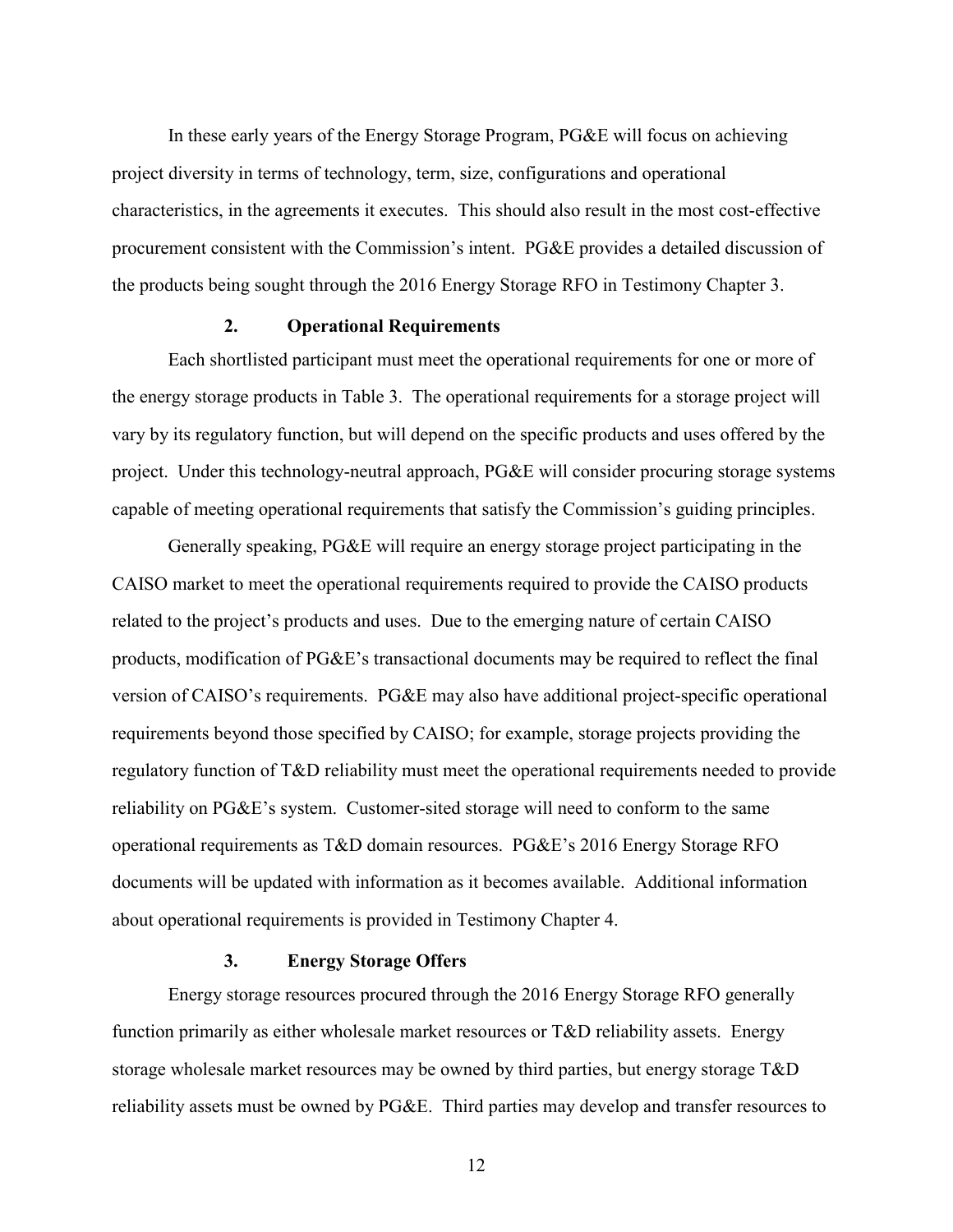In these early years of the Energy Storage Program, PG&E will focus on achieving project diversity in terms of technology, term, size, configurations and operational characteristics, in the agreements it executes. This should also result in the most cost-effective procurement consistent with the Commission's intent. PG&E provides a detailed discussion of the products being sought through the 2016 Energy Storage RFO in Testimony Chapter 3.

### 2. Operational Requirements

Each shortlisted participant must meet the operational requirements for one or more of the energy storage products in Table 3. The operational requirements for a storage project will vary by its regulatory function, but will depend on the specific products and uses offered by the project. Under this technology-neutral approach, PG&E will consider procuring storage systems capable of meeting operational requirements that satisfy the Commission's guiding principles.

Generally speaking, PG&E will require an energy storage project participating in the CAISO market to meet the operational requirements required to provide the CAISO products related to the project's products and uses. Due to the emerging nature of certain CAISO products, modification of PG&E's transactional documents may be required to reflect the final version of CAISO's requirements. PG&E may also have additional project-specific operational requirements beyond those specified by CAISO; for example, storage projects providing the regulatory function of T&D reliability must meet the operational requirements needed to provide reliability on PG&E's system. Customer-sited storage will need to conform to the same operational requirements as T&D domain resources. PG&E's 2016 Energy Storage RFO documents will be updated with information as it becomes available. Additional information about operational requirements is provided in Testimony Chapter 4.

### 3. Energy Storage Offers

Energy storage resources procured through the 2016 Energy Storage RFO generally function primarily as either wholesale market resources or T&D reliability assets. Energy storage wholesale market resources may be owned by third parties, but energy storage T&D reliability assets must be owned by PG&E. Third parties may develop and transfer resources to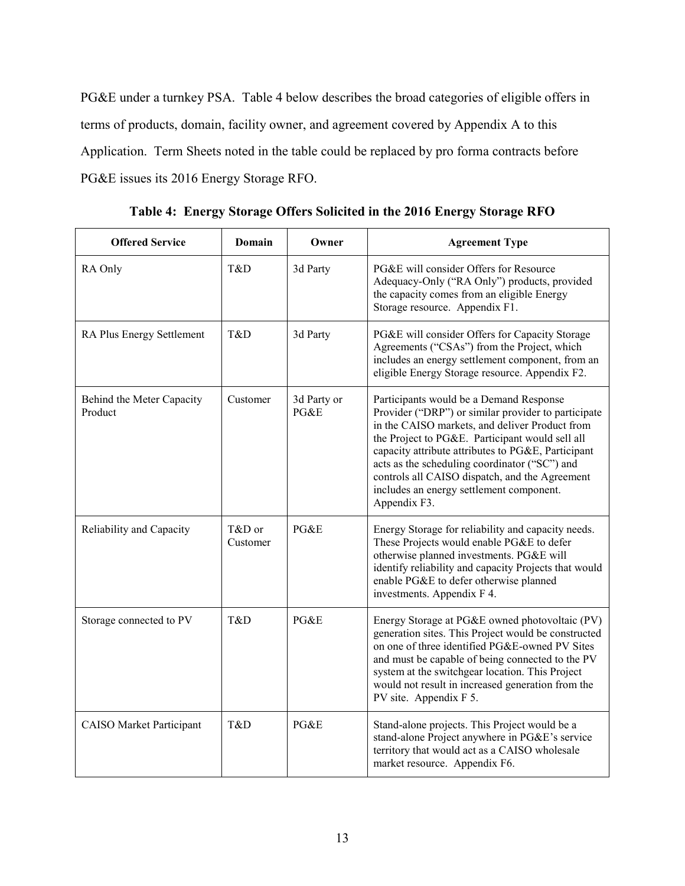PG&E under a turnkey PSA. Table 4 below describes the broad categories of eligible offers in terms of products, domain, facility owner, and agreement covered by Appendix A to this Application. Term Sheets noted in the table could be replaced by pro forma contracts before PG&E issues its 2016 Energy Storage RFO.

**Table 4: Energy Storage Offers Solicited in the 2016 Energy Storage RFO**

| Offered Service | Domain | Owner | Agreement Type |
|---|---|---|---|
| RA Only | T&D | 3d Party | PG&E will consider Offers for Resource Adequacy-Only ("RA Only") products, provided the capacity comes from an eligible Energy Storage resource. Appendix F1. |
| RA Plus Energy Settlement | T&D | 3d Party | PG&E will consider Offers for Capacity Storage Agreements ("CSAs") from the Project, which includes an energy settlement component, from an eligible Energy Storage resource. Appendix F2. |
| Behind the Meter Capacity Product | Customer | 3d Party or PG&E | Participants would be a Demand Response Provider ("DRP") or similar provider to participate in the CAISO markets, and deliver Product from the Project to PG&E. Participant would sell all capacity attribute attributes to PG&E, Participant acts as the scheduling coordinator ("SC") and controls all CAISO dispatch, and the Agreement includes an energy settlement component. Appendix F3. |
| Reliability and Capacity | T&D or Customer | PG&E | Energy Storage for reliability and capacity needs. These Projects would enable PG&E to defer otherwise planned investments. PG&E will identify reliability and capacity Projects that would enable PG&E to defer otherwise planned investments. Appendix F 4. |
| Storage connected to PV | T&D | PG&E | Energy Storage at PG&E owned photovoltaic (PV) generation sites. This Project would be constructed on one of three identified PG&E-owned PV Sites and must be capable of being connected to the PV system at the switchgear location. This Project would not result in increased generation from the PV site. Appendix F 5. |
| CAISO Market Participant | T&D | PG&E | Stand-alone projects. This Project would be a stand-alone Project anywhere in PG&E's service territory that would act as a CAISO wholesale market resource. Appendix F6. |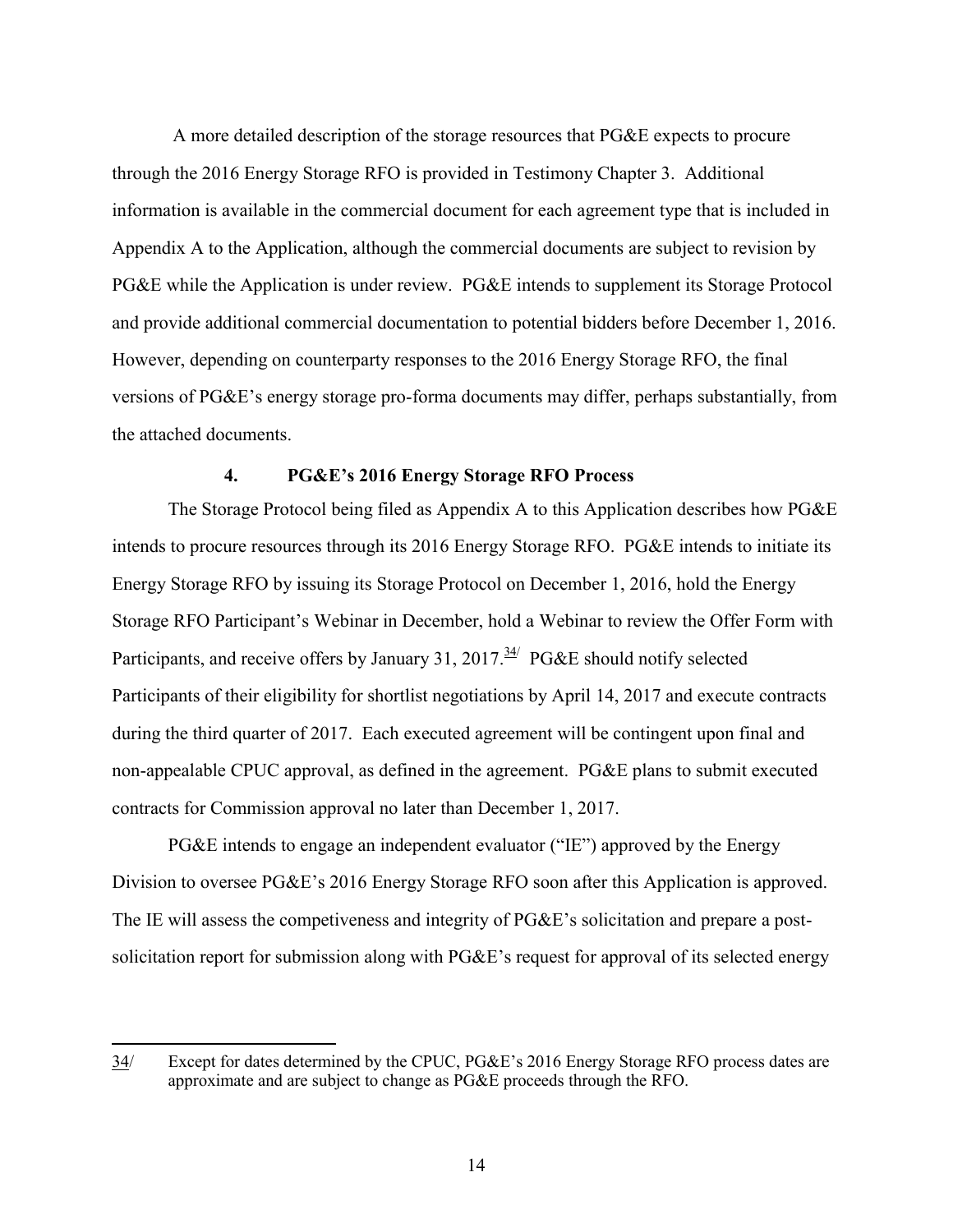A more detailed description of the storage resources that PG&E expects to procure through the 2016 Energy Storage RFO is provided in Testimony Chapter 3. Additional information is available in the commercial document for each agreement type that is included in Appendix A to the Application, although the commercial documents are subject to revision by PG&E while the Application is under review. PG&E intends to supplement its Storage Protocol and provide additional commercial documentation to potential bidders before December 1, 2016. However, depending on counterparty responses to the 2016 Energy Storage RFO, the final versions of PG&E's energy storage pro-forma documents may differ, perhaps substantially, from the attached documents.

### 4. PG&E's 2016 Energy Storage RFO Process

The Storage Protocol being filed as Appendix A to this Application describes how PG&E intends to procure resources through its 2016 Energy Storage RFO. PG&E intends to initiate its Energy Storage RFO by issuing its Storage Protocol on December 1, 2016, hold the Energy Storage RFO Participant's Webinar in December, hold a Webinar to review the Offer Form with Participants, and receive offers by January 31, 2017.[34/] PG&E should notify selected Participants of their eligibility for shortlist negotiations by April 14, 2017 and execute contracts during the third quarter of 2017. Each executed agreement will be contingent upon final and non-appealable CPUC approval, as defined in the agreement. PG&E plans to submit executed contracts for Commission approval no later than December 1, 2017.

PG&E intends to engage an independent evaluator ("IE") approved by the Energy Division to oversee PG&E's 2016 Energy Storage RFO soon after this Application is approved. The IE will assess the competiveness and integrity of PG&E's solicitation and prepare a post-solicitation report for submission along with PG&E's request for approval of its selected energy

---

34/ Except for dates determined by the CPUC, PG&E's 2016 Energy Storage RFO process dates are approximate and are subject to change as PG&E proceeds through the RFO.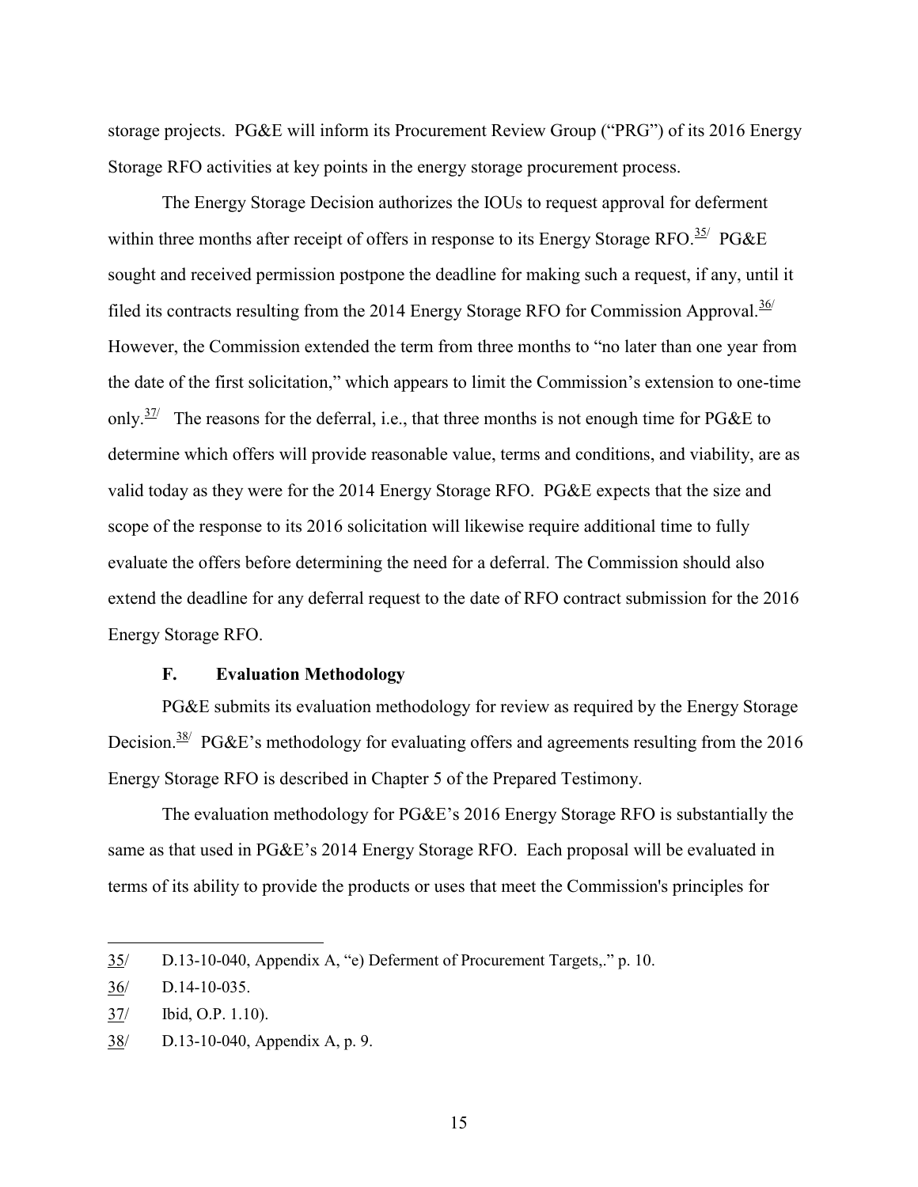storage projects. PG&E will inform its Procurement Review Group ("PRG") of its 2016 Energy Storage RFO activities at key points in the energy storage procurement process.

The Energy Storage Decision authorizes the IOUs to request approval for deferment within three months after receipt of offers in response to its Energy Storage RFO.[35] PG&E sought and received permission postpone the deadline for making such a request, if any, until it filed its contracts resulting from the 2014 Energy Storage RFO for Commission Approval.[36] However, the Commission extended the term from three months to "no later than one year from the date of the first solicitation," which appears to limit the Commission's extension to one-time only.[37] The reasons for the deferral, i.e., that three months is not enough time for PG&E to determine which offers will provide reasonable value, terms and conditions, and viability, are as valid today as they were for the 2014 Energy Storage RFO. PG&E expects that the size and scope of the response to its 2016 solicitation will likewise require additional time to fully evaluate the offers before determining the need for a deferral. The Commission should also extend the deadline for any deferral request to the date of RFO contract submission for the 2016 Energy Storage RFO.

### F. Evaluation Methodology

PG&E submits its evaluation methodology for review as required by the Energy Storage Decision.[38] PG&E's methodology for evaluating offers and agreements resulting from the 2016 Energy Storage RFO is described in Chapter 5 of the Prepared Testimony.

The evaluation methodology for PG&E's 2016 Energy Storage RFO is substantially the same as that used in PG&E's 2014 Energy Storage RFO. Each proposal will be evaluated in terms of its ability to provide the products or uses that meet the Commission's principles for

---

35/ D.13-10-040, Appendix A, "e) Deferment of Procurement Targets,." p. 10.

36/ D.14-10-035.

37/ Ibid, O.P. 1.10).

38/ D.13-10-040, Appendix A, p. 9.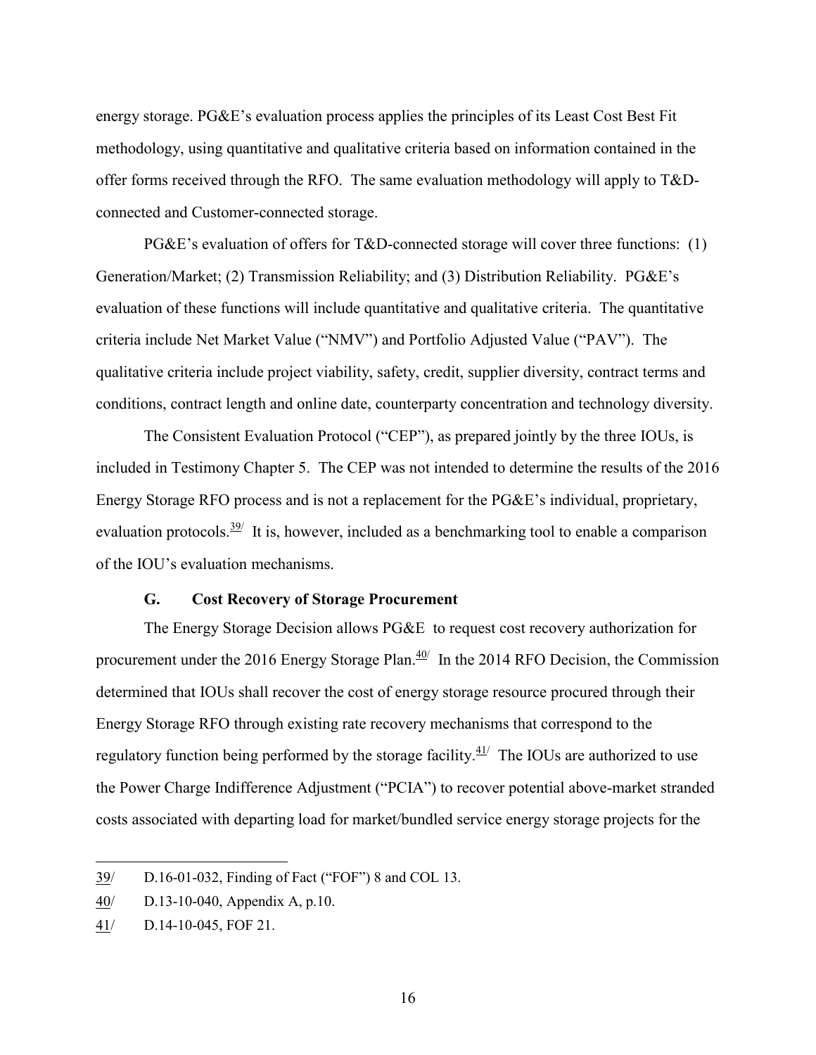energy storage. PG&E's evaluation process applies the principles of its Least Cost Best Fit methodology, using quantitative and qualitative criteria based on information contained in the offer forms received through the RFO. The same evaluation methodology will apply to T&D-connected and Customer-connected storage.

PG&E's evaluation of offers for T&D-connected storage will cover three functions: (1) Generation/Market; (2) Transmission Reliability; and (3) Distribution Reliability. PG&E's evaluation of these functions will include quantitative and qualitative criteria. The quantitative criteria include Net Market Value ("NMV") and Portfolio Adjusted Value ("PAV"). The qualitative criteria include project viability, safety, credit, supplier diversity, contract terms and conditions, contract length and online date, counterparty concentration and technology diversity.

The Consistent Evaluation Protocol ("CEP"), as prepared jointly by the three IOUs, is included in Testimony Chapter 5. The CEP was not intended to determine the results of the 2016 Energy Storage RFO process and is not a replacement for the PG&E's individual, proprietary, evaluation protocols.[39/] It is, however, included as a benchmarking tool to enable a comparison of the IOU's evaluation mechanisms.

### G. Cost Recovery of Storage Procurement

The Energy Storage Decision allows PG&E to request cost recovery authorization for procurement under the 2016 Energy Storage Plan.[40/] In the 2014 RFO Decision, the Commission determined that IOUs shall recover the cost of energy storage resource procured through their Energy Storage RFO through existing rate recovery mechanisms that correspond to the regulatory function being performed by the storage facility.[41/] The IOUs are authorized to use the Power Charge Indifference Adjustment ("PCIA") to recover potential above-market stranded costs associated with departing load for market/bundled service energy storage projects for the

---

39/ D.16-01-032, Finding of Fact ("FOF") 8 and COL 13.

40/ D.13-10-040, Appendix A, p.10.

41/ D.14-10-045, FOF 21.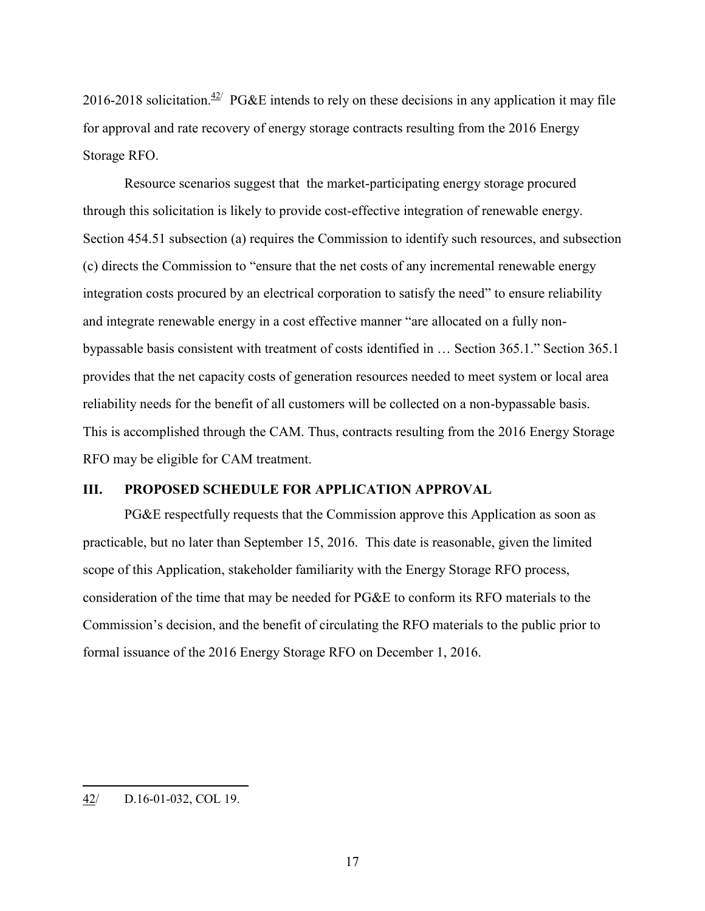2016-2018 solicitation.[42] PG&E intends to rely on these decisions in any application it may file for approval and rate recovery of energy storage contracts resulting from the 2016 Energy Storage RFO.

Resource scenarios suggest that the market-participating energy storage procured through this solicitation is likely to provide cost-effective integration of renewable energy. Section 454.51 subsection (a) requires the Commission to identify such resources, and subsection (c) directs the Commission to "ensure that the net costs of any incremental renewable energy integration costs procured by an electrical corporation to satisfy the need" to ensure reliability and integrate renewable energy in a cost effective manner "are allocated on a fully non-bypassable basis consistent with treatment of costs identified in … Section 365.1." Section 365.1 provides that the net capacity costs of generation resources needed to meet system or local area reliability needs for the benefit of all customers will be collected on a non-bypassable basis. This is accomplished through the CAM. Thus, contracts resulting from the 2016 Energy Storage RFO may be eligible for CAM treatment.

## III. PROPOSED SCHEDULE FOR APPLICATION APPROVAL

PG&E respectfully requests that the Commission approve this Application as soon as practicable, but no later than September 15, 2016. This date is reasonable, given the limited scope of this Application, stakeholder familiarity with the Energy Storage RFO process, consideration of the time that may be needed for PG&E to conform its RFO materials to the Commission's decision, and the benefit of circulating the RFO materials to the public prior to formal issuance of the 2016 Energy Storage RFO on December 1, 2016.

---

42/ D.16-01-032, COL 19.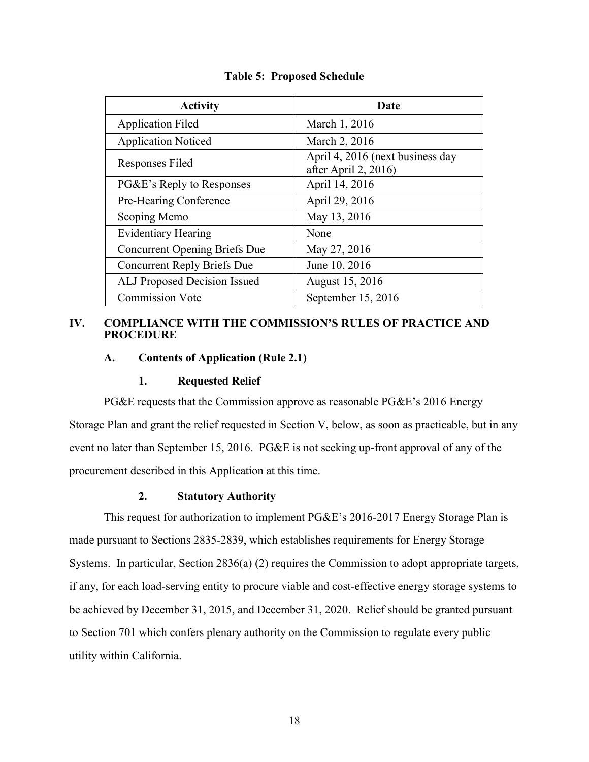**Table 5: Proposed Schedule**

| Activity | Date |
|---|---|
| Application Filed | March 1, 2016 |
| Application Noticed | March 2, 2016 |
| Responses Filed | April 4, 2016 (next business day after April 2, 2016) |
| PG&E's Reply to Responses | April 14, 2016 |
| Pre-Hearing Conference | April 29, 2016 |
| Scoping Memo | May 13, 2016 |
| Evidentiary Hearing | None |
| Concurrent Opening Briefs Due | May 27, 2016 |
| Concurrent Reply Briefs Due | June 10, 2016 |
| ALJ Proposed Decision Issued | August 15, 2016 |
| Commission Vote | September 15, 2016 |

## IV. COMPLIANCE WITH THE COMMISSION'S RULES OF PRACTICE AND PROCEDURE

### A. Contents of Application (Rule 2.1)

#### 1. Requested Relief

PG&E requests that the Commission approve as reasonable PG&E's 2016 Energy Storage Plan and grant the relief requested in Section V, below, as soon as practicable, but in any event no later than September 15, 2016. PG&E is not seeking up-front approval of any of the procurement described in this Application at this time.

#### 2. Statutory Authority

This request for authorization to implement PG&E's 2016-2017 Energy Storage Plan is made pursuant to Sections 2835-2839, which establishes requirements for Energy Storage Systems. In particular, Section 2836(a) (2) requires the Commission to adopt appropriate targets, if any, for each load-serving entity to procure viable and cost-effective energy storage systems to be achieved by December 31, 2015, and December 31, 2020. Relief should be granted pursuant to Section 701 which confers plenary authority on the Commission to regulate every public utility within California.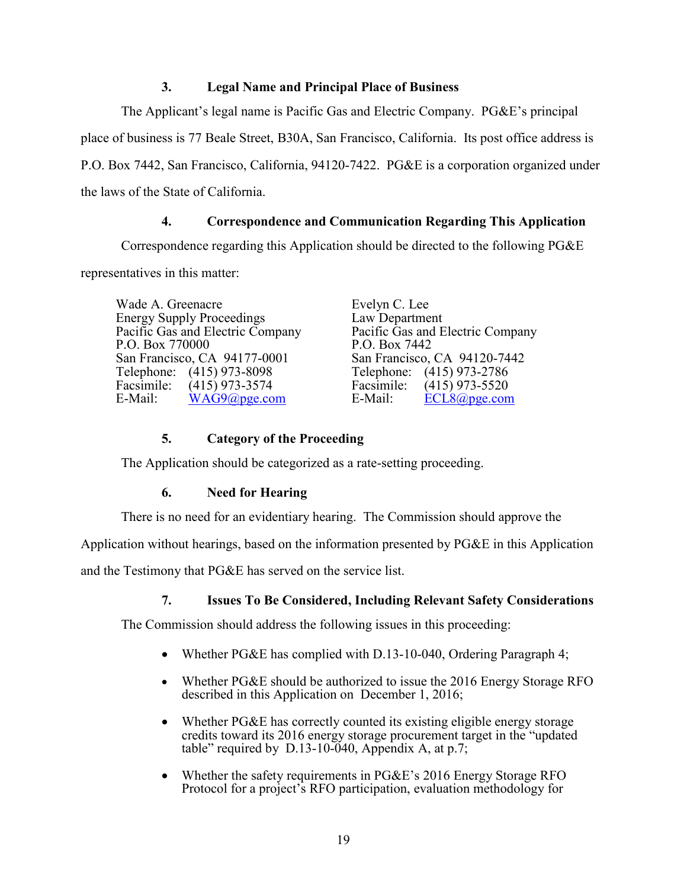### 3. Legal Name and Principal Place of Business

The Applicant's legal name is Pacific Gas and Electric Company. PG&E's principal place of business is 77 Beale Street, B30A, San Francisco, California. Its post office address is P.O. Box 7442, San Francisco, California, 94120-7422. PG&E is a corporation organized under the laws of the State of California.

### 4. Correspondence and Communication Regarding This Application

Correspondence regarding this Application should be directed to the following PG&E representatives in this matter:

Wade A. Greenacre
Energy Supply Proceedings
Pacific Gas and Electric Company
P.O. Box 770000
San Francisco, CA 94177-0001
Telephone: (415) 973-8098
Facsimile: (415) 973-3574
E-Mail: WAG9@pge.com

Evelyn C. Lee
Law Department
Pacific Gas and Electric Company
P.O. Box 7442
San Francisco, CA 94120-7442
Telephone: (415) 973-2786
Facsimile: (415) 973-5520
E-Mail: ECL8@pge.com

### 5. Category of the Proceeding

The Application should be categorized as a rate-setting proceeding.

### 6. Need for Hearing

There is no need for an evidentiary hearing. The Commission should approve the Application without hearings, based on the information presented by PG&E in this Application and the Testimony that PG&E has served on the service list.

### 7. Issues To Be Considered, Including Relevant Safety Considerations

The Commission should address the following issues in this proceeding:

- Whether PG&E has complied with D.13-10-040, Ordering Paragraph 4;
- Whether PG&E should be authorized to issue the 2016 Energy Storage RFO described in this Application on December 1, 2016;
- Whether PG&E has correctly counted its existing eligible energy storage credits toward its 2016 energy storage procurement target in the "updated table" required by D.13-10-040, Appendix A, at p.7;
- Whether the safety requirements in PG&E's 2016 Energy Storage RFO Protocol for a project's RFO participation, evaluation methodology for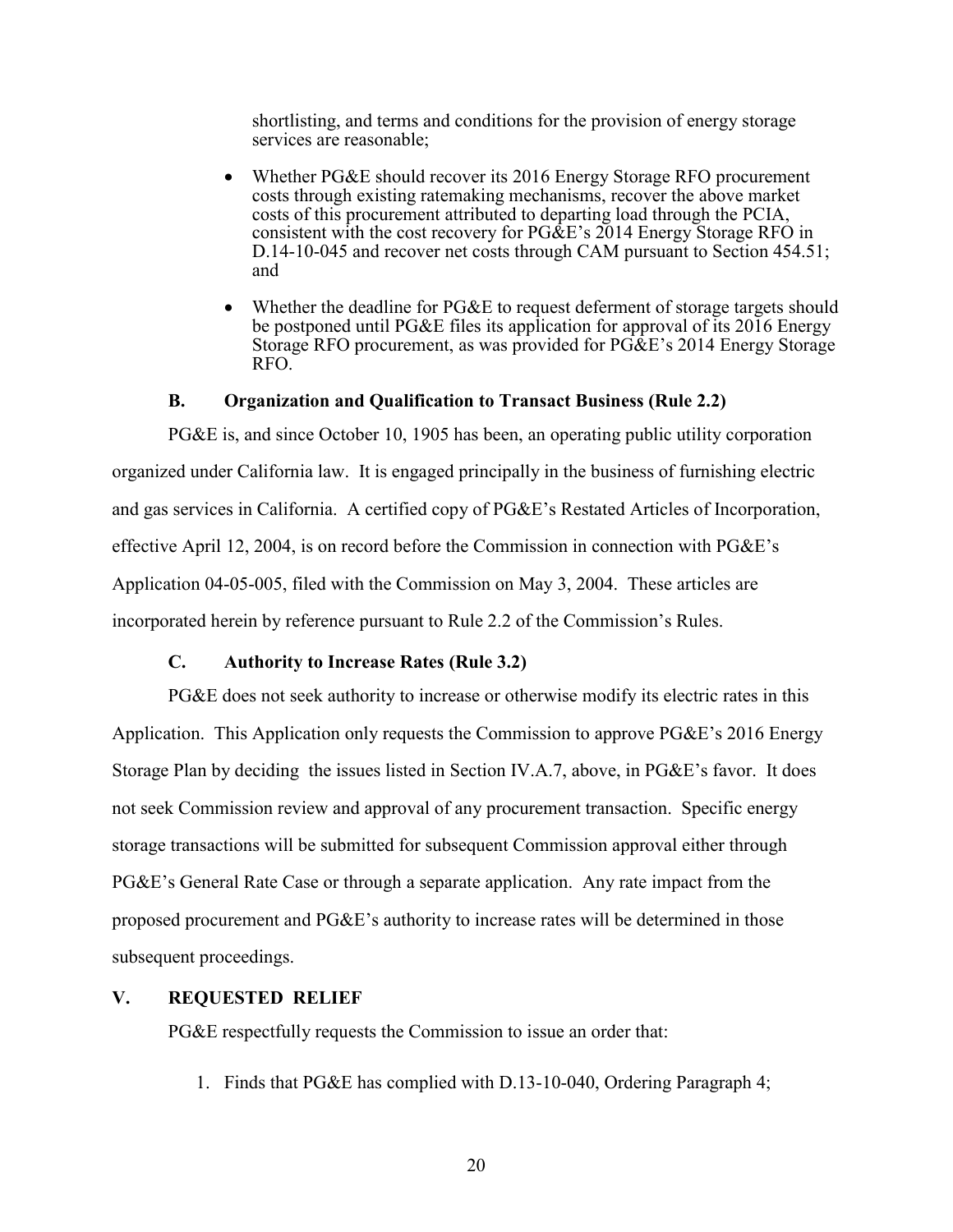shortlisting, and terms and conditions for the provision of energy storage services are reasonable;

- Whether PG&E should recover its 2016 Energy Storage RFO procurement costs through existing ratemaking mechanisms, recover the above market costs of this procurement attributed to departing load through the PCIA, consistent with the cost recovery for PG&E's 2014 Energy Storage RFO in D.14-10-045 and recover net costs through CAM pursuant to Section 454.51; and
- Whether the deadline for PG&E to request deferment of storage targets should be postponed until PG&E files its application for approval of its 2016 Energy Storage RFO procurement, as was provided for PG&E's 2014 Energy Storage RFO.

### B. Organization and Qualification to Transact Business (Rule 2.2)

PG&E is, and since October 10, 1905 has been, an operating public utility corporation organized under California law. It is engaged principally in the business of furnishing electric and gas services in California. A certified copy of PG&E's Restated Articles of Incorporation, effective April 12, 2004, is on record before the Commission in connection with PG&E's Application 04-05-005, filed with the Commission on May 3, 2004. These articles are incorporated herein by reference pursuant to Rule 2.2 of the Commission's Rules.

### C. Authority to Increase Rates (Rule 3.2)

PG&E does not seek authority to increase or otherwise modify its electric rates in this Application. This Application only requests the Commission to approve PG&E's 2016 Energy Storage Plan by deciding the issues listed in Section IV.A.7, above, in PG&E's favor. It does not seek Commission review and approval of any procurement transaction. Specific energy storage transactions will be submitted for subsequent Commission approval either through PG&E's General Rate Case or through a separate application. Any rate impact from the proposed procurement and PG&E's authority to increase rates will be determined in those subsequent proceedings.

## V. REQUESTED RELIEF

PG&E respectfully requests the Commission to issue an order that:

1. Finds that PG&E has complied with D.13-10-040, Ordering Paragraph 4;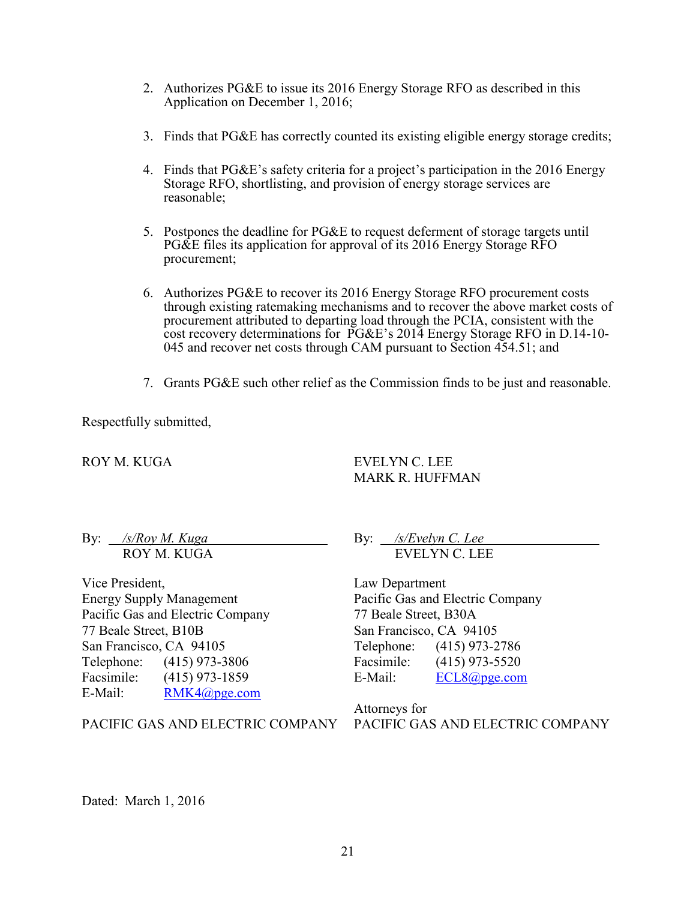2. Authorizes PG&E to issue its 2016 Energy Storage RFO as described in this Application on December 1, 2016;

3. Finds that PG&E has correctly counted its existing eligible energy storage credits;

4. Finds that PG&E's safety criteria for a project's participation in the 2016 Energy Storage RFO, shortlisting, and provision of energy storage services are reasonable;

5. Postpones the deadline for PG&E to request deferment of storage targets until PG&E files its application for approval of its 2016 Energy Storage RFO procurement;

6. Authorizes PG&E to recover its 2016 Energy Storage RFO procurement costs through existing ratemaking mechanisms and to recover the above market costs of procurement attributed to departing load through the PCIA, consistent with the cost recovery determinations for PG&E's 2014 Energy Storage RFO in D.14-10-045 and recover net costs through CAM pursuant to Section 454.51; and

7. Grants PG&E such other relief as the Commission finds to be just and reasonable.

Respectfully submitted,

ROY M. KUGA

By: /s/Roy M. Kuga
ROY M. KUGA

Vice President,
Energy Supply Management
Pacific Gas and Electric Company
77 Beale Street, B10B
San Francisco, CA 94105
Telephone: (415) 973-3806
Facsimile: (415) 973-1859
E-Mail: RMK4@pge.com

PACIFIC GAS AND ELECTRIC COMPANY

EVELYN C. LEE
MARK R. HUFFMAN

By: /s/Evelyn C. Lee
EVELYN C. LEE

Law Department
Pacific Gas and Electric Company
77 Beale Street, B30A
San Francisco, CA 94105
Telephone: (415) 973-2786
Facsimile: (415) 973-5520
E-Mail: ECL8@pge.com

Attorneys for
PACIFIC GAS AND ELECTRIC COMPANY

Dated: March 1, 2016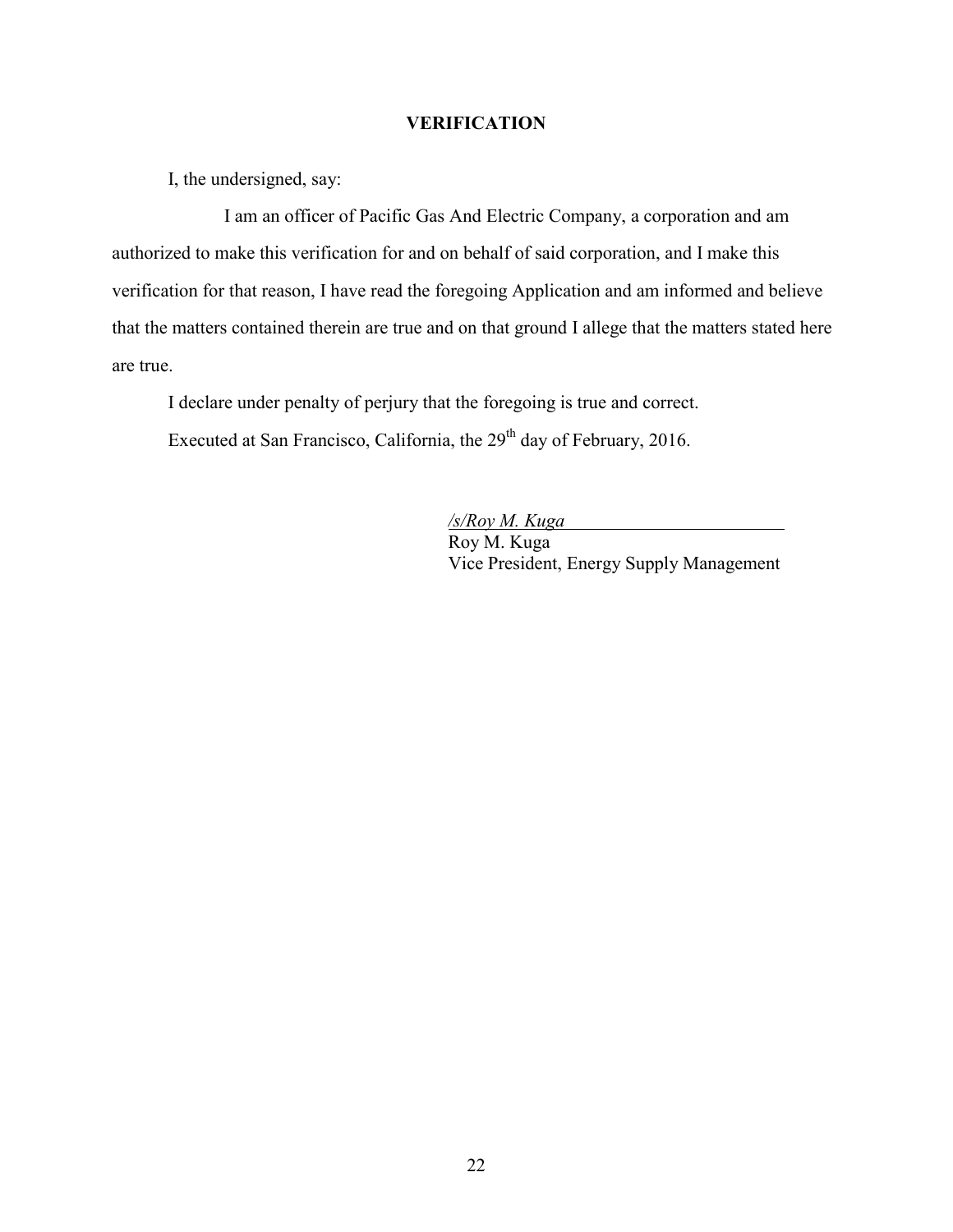## VERIFICATION

I, the undersigned, say:

I am an officer of Pacific Gas And Electric Company, a corporation and am authorized to make this verification for and on behalf of said corporation, and I make this verification for that reason, I have read the foregoing Application and am informed and believe that the matters contained therein are true and on that ground I allege that the matters stated here are true.

I declare under penalty of perjury that the foregoing is true and correct.

Executed at San Francisco, California, the 29th day of February, 2016.

*/s/Roy M. Kuga*
Roy M. Kuga
Vice President, Energy Supply Management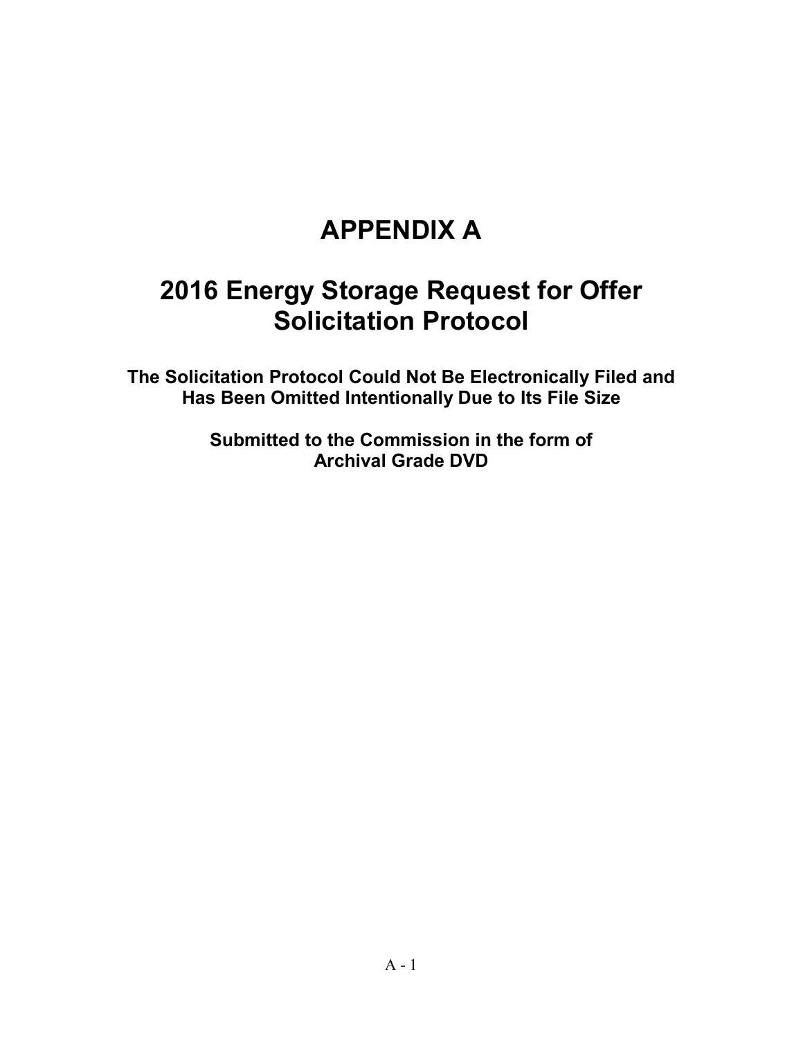# APPENDIX A

# 2016 Energy Storage Request for Offer Solicitation Protocol

**The Solicitation Protocol Could Not Be Electronically Filed and Has Been Omitted Intentionally Due to Its File Size**

**Submitted to the Commission in the form of Archival Grade DVD**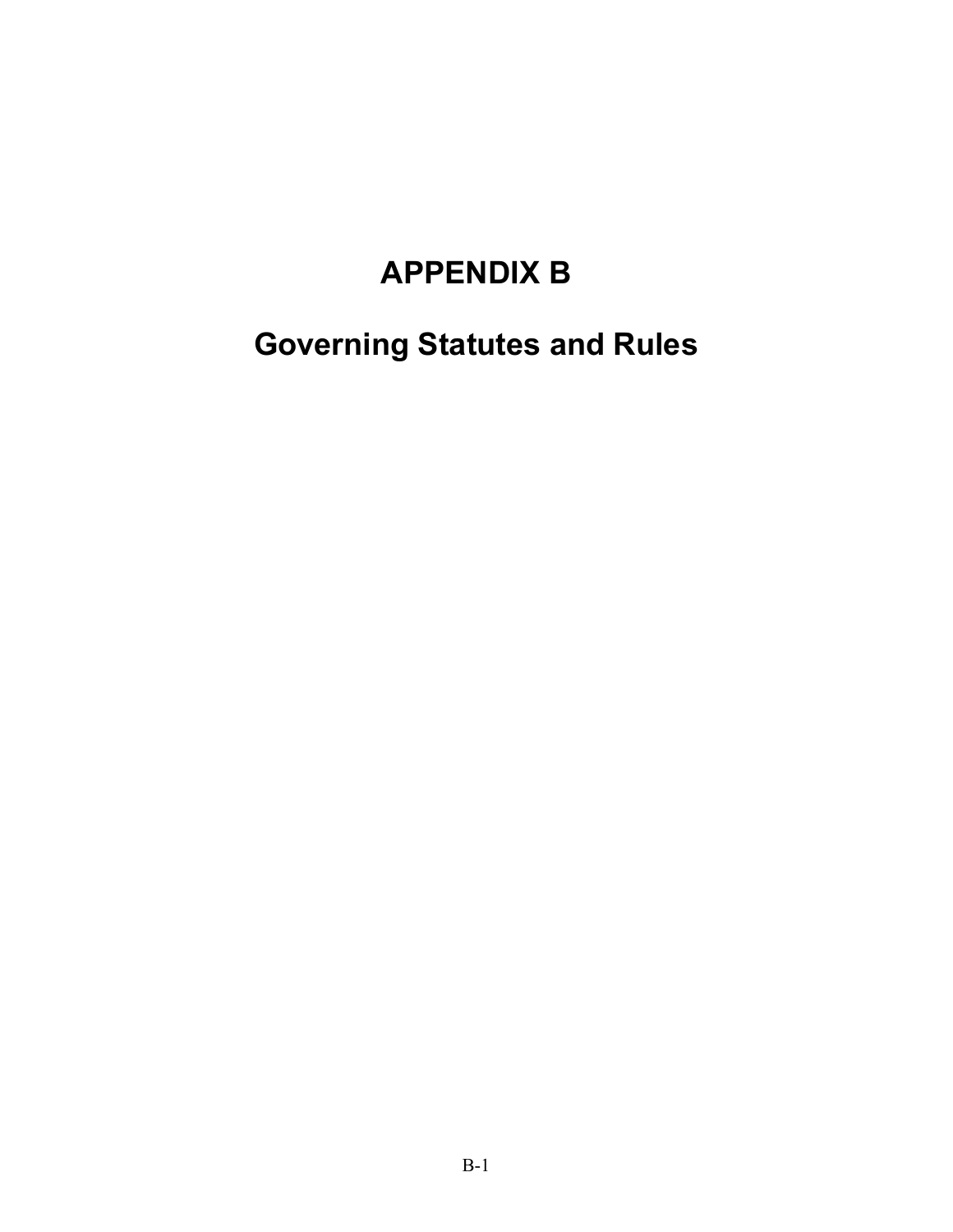# APPENDIX B

# Governing Statutes and Rules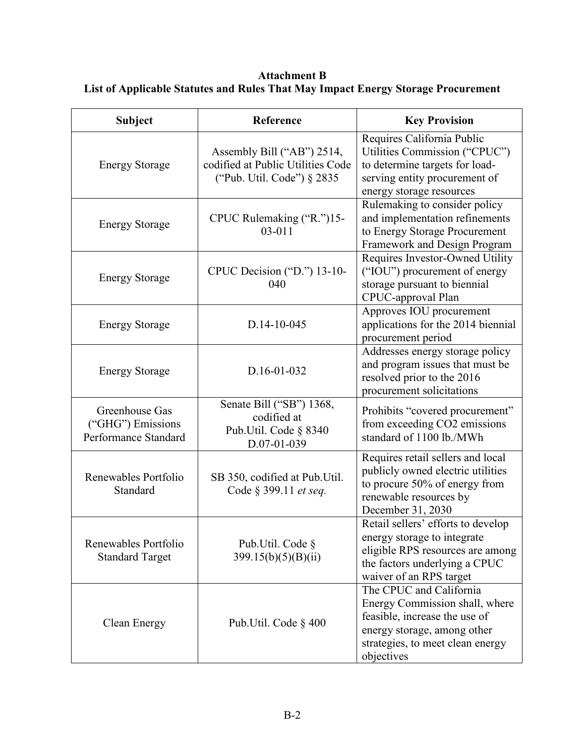**Attachment B**
**List of Applicable Statutes and Rules That May Impact Energy Storage Procurement**

| Subject | Reference | Key Provision |
|---|---|---|
| Energy Storage | Assembly Bill ("AB") 2514, codified at Public Utilities Code ("Pub. Util. Code") § 2835 | Requires California Public Utilities Commission ("CPUC") to determine targets for load-serving entity procurement of energy storage resources |
| Energy Storage | CPUC Rulemaking ("R.")15-03-011 | Rulemaking to consider policy and implementation refinements to Energy Storage Procurement Framework and Design Program |
| Energy Storage | CPUC Decision ("D.") 13-10-040 | Requires Investor-Owned Utility ("IOU") procurement of energy storage pursuant to biennial CPUC-approval Plan |
| Energy Storage | D.14-10-045 | Approves IOU procurement applications for the 2014 biennial procurement period |
| Energy Storage | D.16-01-032 | Addresses energy storage policy and program issues that must be resolved prior to the 2016 procurement solicitations |
| Greenhouse Gas ("GHG") Emissions Performance Standard | Senate Bill ("SB") 1368, codified at Pub.Util. Code § 8340 D.07-01-039 | Prohibits "covered procurement" from exceeding $CO_2$ emissions standard of 1100 lb./MWh |
| Renewables Portfolio Standard | SB 350, codified at Pub.Util. Code § 399.11 *et seq.* | Requires retail sellers and local publicly owned electric utilities to procure 50% of energy from renewable resources by December 31, 2030 |
| Renewables Portfolio Standard Target | Pub.Util. Code § 399.15(b)(5)(B)(ii) | Retail sellers' efforts to develop energy storage to integrate eligible RPS resources are among the factors underlying a CPUC waiver of an RPS target |
| Clean Energy | Pub.Util. Code § 400 | The CPUC and California Energy Commission shall, where feasible, increase the use of energy storage, among other strategies, to meet clean energy objectives |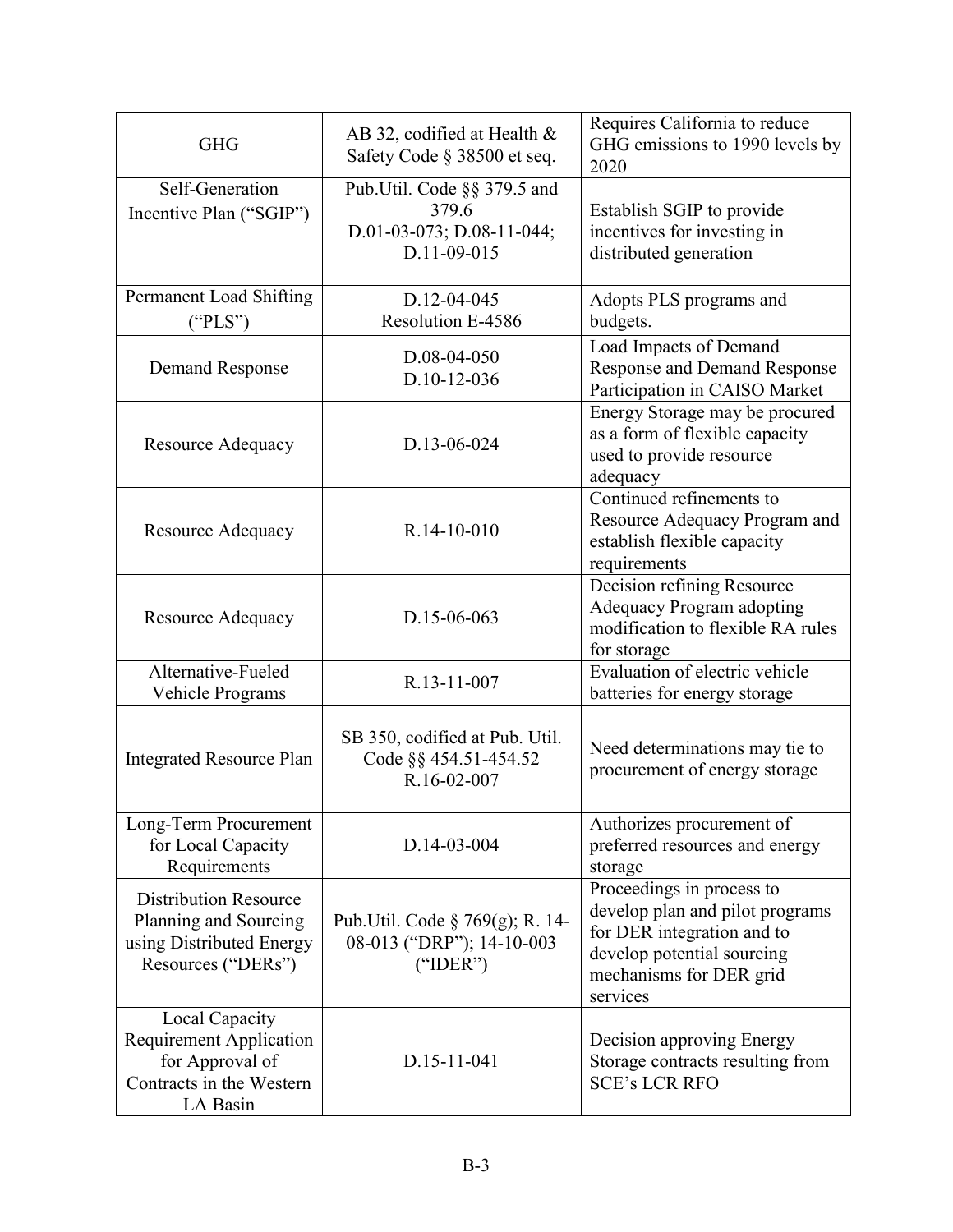| GHG | AB 32, codified at Health & Safety Code § 38500 et seq. | Requires California to reduce GHG emissions to 1990 levels by 2020 |
|---|---|---|
| Self-Generation Incentive Plan (“SGIP”) | Pub.Util. Code §§ 379.5 and 379.6 D.01-03-073; D.08-11-044; D.11-09-015 | Establish SGIP to provide incentives for investing in distributed generation |
| Permanent Load Shifting (“PLS”) | D.12-04-045 Resolution E-4586 | Adopts PLS programs and budgets. |
| Demand Response | D.08-04-050 D.10-12-036 | Load Impacts of Demand Response and Demand Response Participation in CAISO Market |
| Resource Adequacy | D.13-06-024 | Energy Storage may be procured as a form of flexible capacity used to provide resource adequacy |
| Resource Adequacy | R.14-10-010 | Continued refinements to Resource Adequacy Program and establish flexible capacity requirements |
| Resource Adequacy | D.15-06-063 | Decision refining Resource Adequacy Program adopting modification to flexible RA rules for storage |
| Alternative-Fueled Vehicle Programs | R.13-11-007 | Evaluation of electric vehicle batteries for energy storage |
| Integrated Resource Plan | SB 350, codified at Pub. Util. Code §§ 454.51-454.52 R.16-02-007 | Need determinations may tie to procurement of energy storage |
| Long-Term Procurement for Local Capacity Requirements | D.14-03-004 | Authorizes procurement of preferred resources and energy storage |
| Distribution Resource Planning and Sourcing using Distributed Energy Resources (“DERs”) | Pub.Util. Code § 769(g); R. 14-08-013 (“DRP”); 14-10-003 (“IDER”) | Proceedings in process to develop plan and pilot programs for DER integration and to develop potential sourcing mechanisms for DER grid services |
| Local Capacity Requirement Application for Approval of Contracts in the Western LA Basin | D.15-11-041 | Decision approving Energy Storage contracts resulting from SCE’s LCR RFO |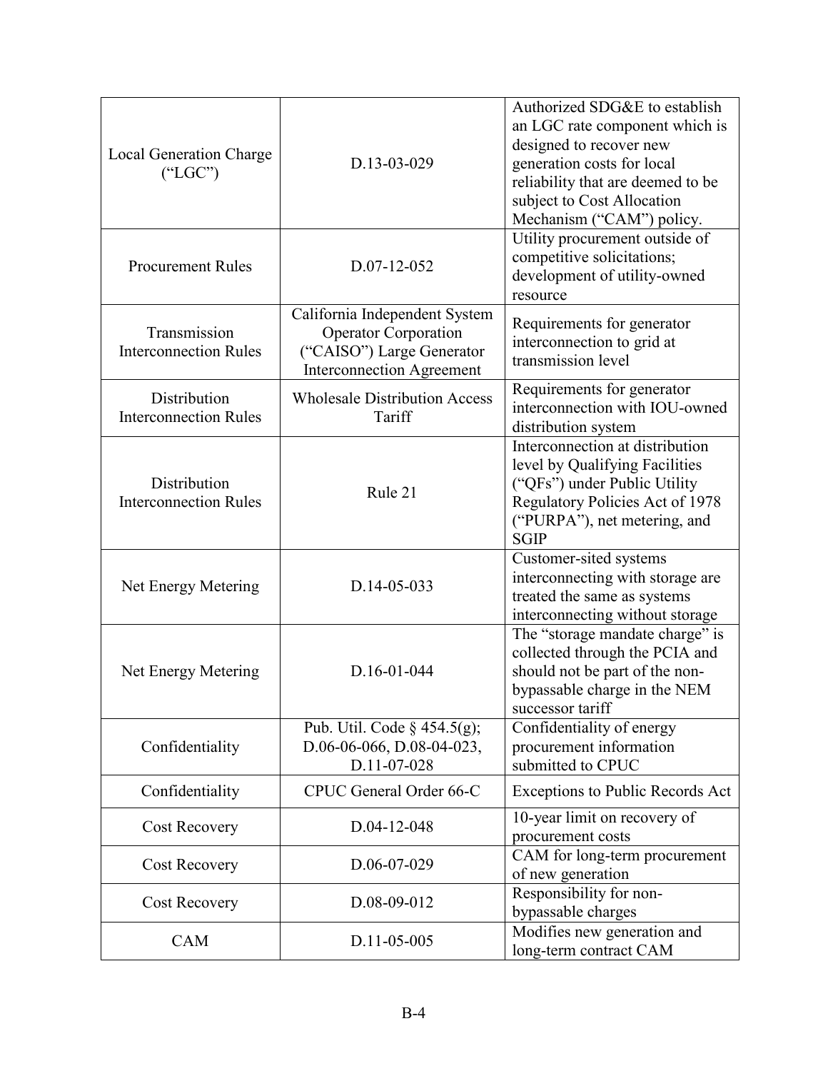| | | |
|---|---|---|
| Local Generation Charge ("LGC") | D.13-03-029 | Authorized SDG&E to establish an LGC rate component which is designed to recover new generation costs for local reliability that are deemed to be subject to Cost Allocation Mechanism ("CAM") policy. |
| Procurement Rules | D.07-12-052 | Utility procurement outside of competitive solicitations; development of utility-owned resource |
| Transmission Interconnection Rules | California Independent System Operator Corporation ("CAISO") Large Generator Interconnection Agreement | Requirements for generator interconnection to grid at transmission level |
| Distribution Interconnection Rules | Wholesale Distribution Access Tariff | Requirements for generator interconnection with IOU-owned distribution system |
| Distribution Interconnection Rules | Rule 21 | Interconnection at distribution level by Qualifying Facilities ("QFs") under Public Utility Regulatory Policies Act of 1978 ("PURPA"), net metering, and SGIP |
| Net Energy Metering | D.14-05-033 | Customer-sited systems interconnecting with storage are treated the same as systems interconnecting without storage |
| Net Energy Metering | D.16-01-044 | The "storage mandate charge" is collected through the PCIA and should not be part of the non-bypassable charge in the NEM successor tariff |
| Confidentiality | Pub. Util. Code § 454.5(g); D.06-06-066, D.08-04-023, D.11-07-028 | Confidentiality of energy procurement information submitted to CPUC |
| Confidentiality | CPUC General Order 66-C | Exceptions to Public Records Act |
| Cost Recovery | D.04-12-048 | 10-year limit on recovery of procurement costs |
| Cost Recovery | D.06-07-029 | CAM for long-term procurement of new generation |
| Cost Recovery | D.08-09-012 | Responsibility for non-bypassable charges |
| CAM | D.11-05-005 | Modifies new generation and long-term contract CAM |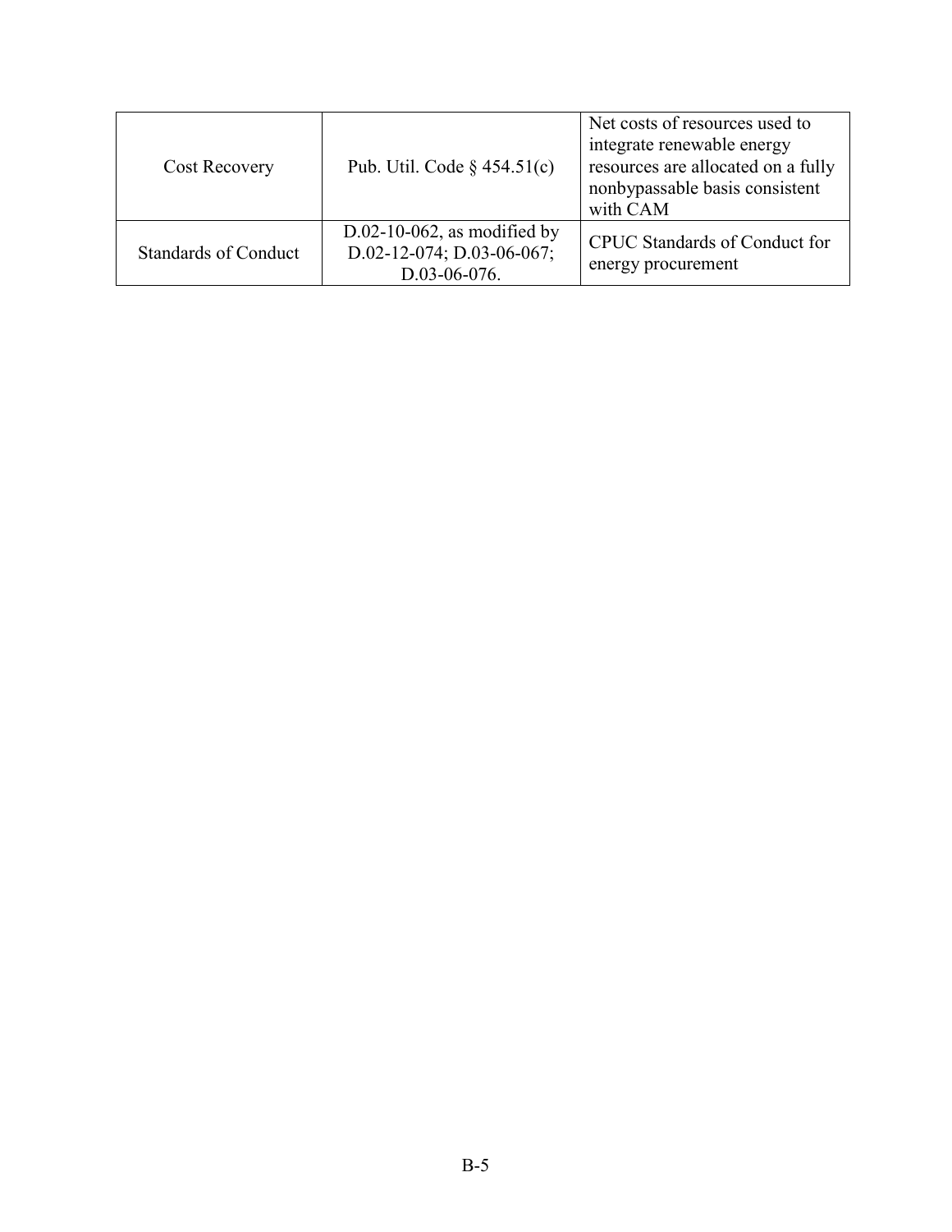| | | |
|---|---|---|
| Cost Recovery | Pub. Util. Code § 454.51(c) | Net costs of resources used to integrate renewable energy resources are allocated on a fully nonbypassable basis consistent with CAM |
| Standards of Conduct | D.02-10-062, as modified by D.02-12-074; D.03-06-067; D.03-06-076. | CPUC Standards of Conduct for energy procurement |